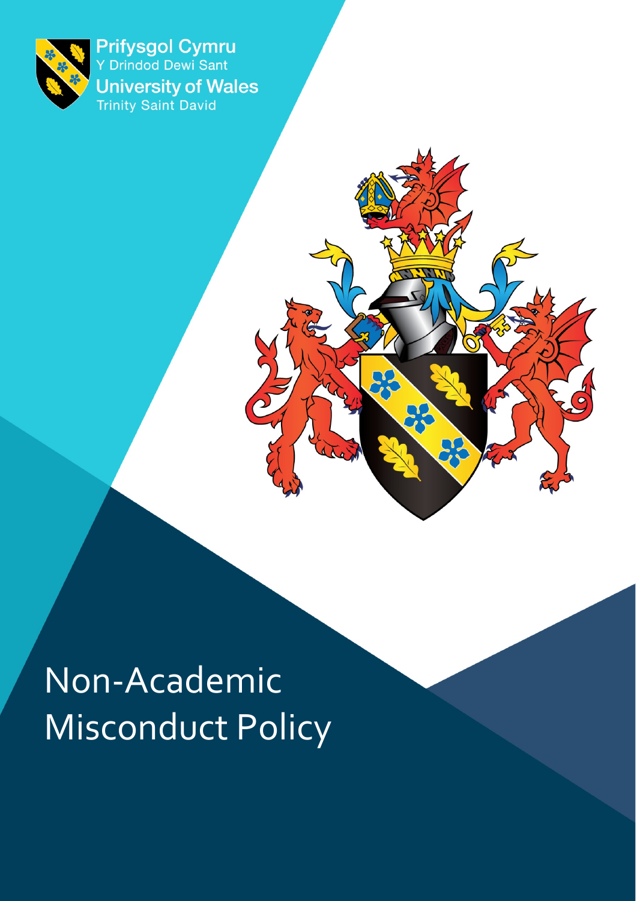Prifysgol Cymru
Y Drindod Dewi Sant
University of Wales
Trinity Saint David

# Non-Academic Misconduct Policy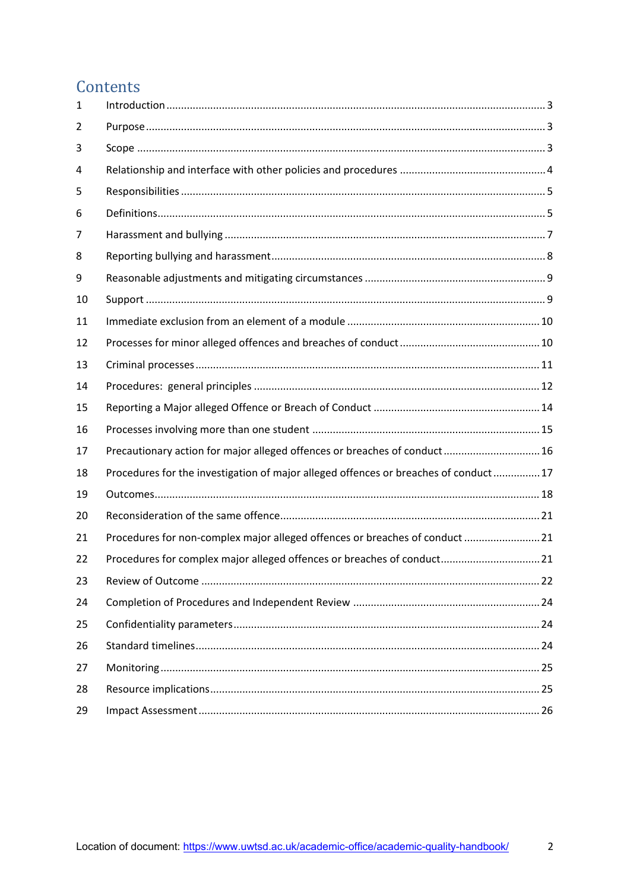# Contents

| | | |
|---|---|---|
| 1 | Introduction | 3 |
| 2 | Purpose | 3 |
| 3 | Scope | 3 |
| 4 | Relationship and interface with other policies and procedures | 4 |
| 5 | Responsibilities | 5 |
| 6 | Definitions | 5 |
| 7 | Harassment and bullying | 7 |
| 8 | Reporting bullying and harassment | 8 |
| 9 | Reasonable adjustments and mitigating circumstances | 9 |
| 10 | Support | 9 |
| 11 | Immediate exclusion from an element of a module | 10 |
| 12 | Processes for minor alleged offences and breaches of conduct | 10 |
| 13 | Criminal processes | 11 |
| 14 | Procedures: general principles | 12 |
| 15 | Reporting a Major alleged Offence or Breach of Conduct | 14 |
| 16 | Processes involving more than one student | 15 |
| 17 | Precautionary action for major alleged offences or breaches of conduct | 16 |
| 18 | Procedures for the investigation of major alleged offences or breaches of conduct | 17 |
| 19 | Outcomes | 18 |
| 20 | Reconsideration of the same offence | 21 |
| 21 | Procedures for non-complex major alleged offences or breaches of conduct | 21 |
| 22 | Procedures for complex major alleged offences or breaches of conduct | 21 |
| 23 | Review of Outcome | 22 |
| 24 | Completion of Procedures and Independent Review | 24 |
| 25 | Confidentiality parameters | 24 |
| 26 | Standard timelines | 24 |
| 27 | Monitoring | 25 |
| 28 | Resource implications | 25 |
| 29 | Impact Assessment | 26 |

Location of document: https://www.uwtsd.ac.uk/academic-office/academic-quality-handbook/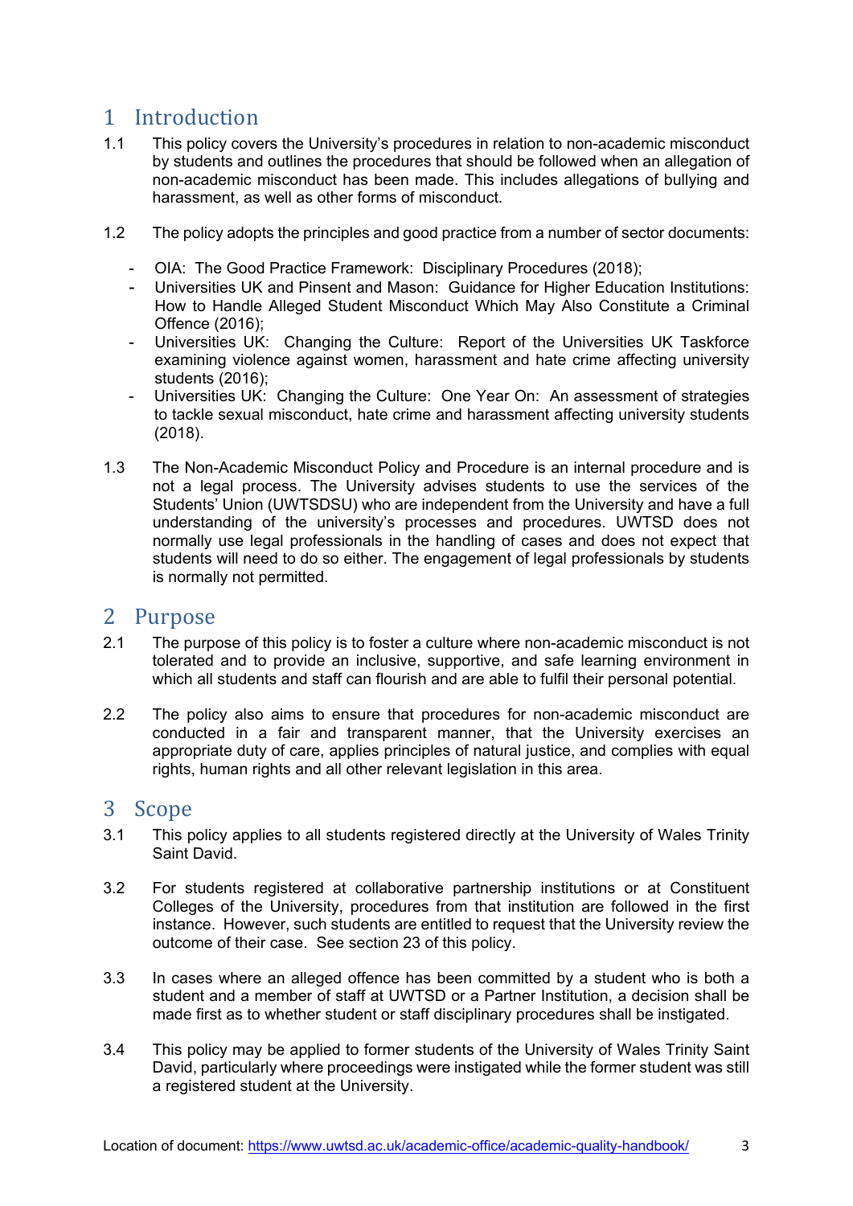## 1 Introduction

1.1 This policy covers the University's procedures in relation to non-academic misconduct by students and outlines the procedures that should be followed when an allegation of non-academic misconduct has been made. This includes allegations of bullying and harassment, as well as other forms of misconduct.

1.2 The policy adopts the principles and good practice from a number of sector documents:

- OIA: The Good Practice Framework: Disciplinary Procedures (2018);
- Universities UK and Pinsent and Mason: Guidance for Higher Education Institutions: How to Handle Alleged Student Misconduct Which May Also Constitute a Criminal Offence (2016);
- Universities UK: Changing the Culture: Report of the Universities UK Taskforce examining violence against women, harassment and hate crime affecting university students (2016);
- Universities UK: Changing the Culture: One Year On: An assessment of strategies to tackle sexual misconduct, hate crime and harassment affecting university students (2018).

1.3 The Non-Academic Misconduct Policy and Procedure is an internal procedure and is not a legal process. The University advises students to use the services of the Students' Union (UWTSDSU) who are independent from the University and have a full understanding of the university's processes and procedures. UWTSD does not normally use legal professionals in the handling of cases and does not expect that students will need to do so either. The engagement of legal professionals by students is normally not permitted.

## 2 Purpose

2.1 The purpose of this policy is to foster a culture where non-academic misconduct is not tolerated and to provide an inclusive, supportive, and safe learning environment in which all students and staff can flourish and are able to fulfil their personal potential.

2.2 The policy also aims to ensure that procedures for non-academic misconduct are conducted in a fair and transparent manner, that the University exercises an appropriate duty of care, applies principles of natural justice, and complies with equal rights, human rights and all other relevant legislation in this area.

## 3 Scope

3.1 This policy applies to all students registered directly at the University of Wales Trinity Saint David.

3.2 For students registered at collaborative partnership institutions or at Constituent Colleges of the University, procedures from that institution are followed in the first instance. However, such students are entitled to request that the University review the outcome of their case. See section 23 of this policy.

3.3 In cases where an alleged offence has been committed by a student who is both a student and a member of staff at UWTSD or a Partner Institution, a decision shall be made first as to whether student or staff disciplinary procedures shall be instigated.

3.4 This policy may be applied to former students of the University of Wales Trinity Saint David, particularly where proceedings were instigated while the former student was still a registered student at the University.

Location of document: https://www.uwtsd.ac.uk/academic-office/academic-quality-handbook/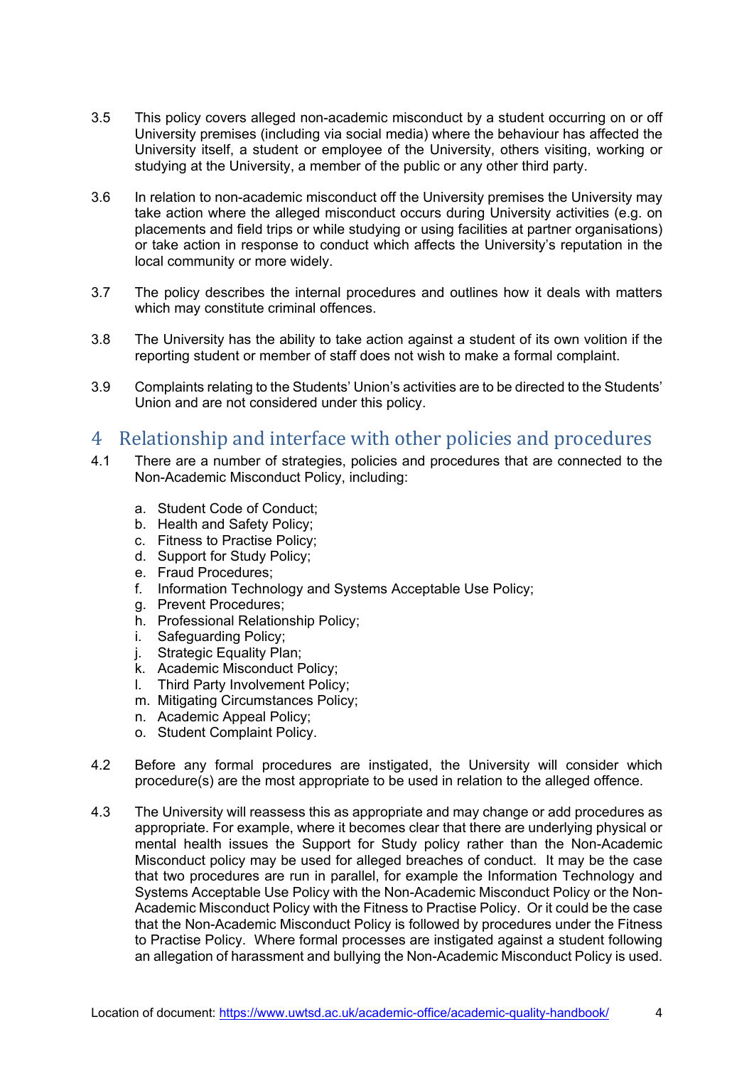3.5 This policy covers alleged non-academic misconduct by a student occurring on or off University premises (including via social media) where the behaviour has affected the University itself, a student or employee of the University, others visiting, working or studying at the University, a member of the public or any other third party.

3.6 In relation to non-academic misconduct off the University premises the University may take action where the alleged misconduct occurs during University activities (e.g. on placements and field trips or while studying or using facilities at partner organisations) or take action in response to conduct which affects the University's reputation in the local community or more widely.

3.7 The policy describes the internal procedures and outlines how it deals with matters which may constitute criminal offences.

3.8 The University has the ability to take action against a student of its own volition if the reporting student or member of staff does not wish to make a formal complaint.

3.9 Complaints relating to the Students' Union's activities are to be directed to the Students' Union and are not considered under this policy.

# 4 Relationship and interface with other policies and procedures

4.1 There are a number of strategies, policies and procedures that are connected to the Non-Academic Misconduct Policy, including:

a. Student Code of Conduct;
b. Health and Safety Policy;
c. Fitness to Practise Policy;
d. Support for Study Policy;
e. Fraud Procedures;
f. Information Technology and Systems Acceptable Use Policy;
g. Prevent Procedures;
h. Professional Relationship Policy;
i. Safeguarding Policy;
j. Strategic Equality Plan;
k. Academic Misconduct Policy;
l. Third Party Involvement Policy;
m. Mitigating Circumstances Policy;
n. Academic Appeal Policy;
o. Student Complaint Policy.

4.2 Before any formal procedures are instigated, the University will consider which procedure(s) are the most appropriate to be used in relation to the alleged offence.

4.3 The University will reassess this as appropriate and may change or add procedures as appropriate. For example, where it becomes clear that there are underlying physical or mental health issues the Support for Study policy rather than the Non-Academic Misconduct policy may be used for alleged breaches of conduct. It may be the case that two procedures are run in parallel, for example the Information Technology and Systems Acceptable Use Policy with the Non-Academic Misconduct Policy or the Non-Academic Misconduct Policy with the Fitness to Practise Policy. Or it could be the case that the Non-Academic Misconduct Policy is followed by procedures under the Fitness to Practise Policy. Where formal processes are instigated against a student following an allegation of harassment and bullying the Non-Academic Misconduct Policy is used.

Location of document: https://www.uwtsd.ac.uk/academic-office/academic-quality-handbook/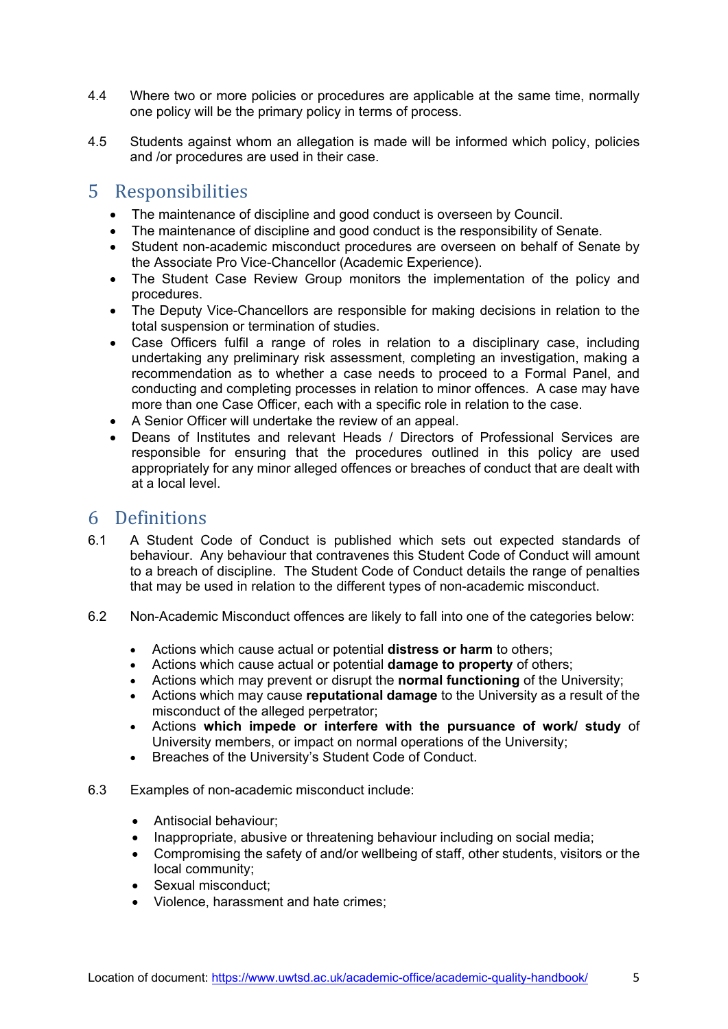4.4 Where two or more policies or procedures are applicable at the same time, normally one policy will be the primary policy in terms of process.

4.5 Students against whom an allegation is made will be informed which policy, policies and /or procedures are used in their case.

## 5 Responsibilities

- The maintenance of discipline and good conduct is overseen by Council.
- The maintenance of discipline and good conduct is the responsibility of Senate.
- Student non-academic misconduct procedures are overseen on behalf of Senate by the Associate Pro Vice-Chancellor (Academic Experience).
- The Student Case Review Group monitors the implementation of the policy and procedures.
- The Deputy Vice-Chancellors are responsible for making decisions in relation to the total suspension or termination of studies.
- Case Officers fulfil a range of roles in relation to a disciplinary case, including undertaking any preliminary risk assessment, completing an investigation, making a recommendation as to whether a case needs to proceed to a Formal Panel, and conducting and completing processes in relation to minor offences. A case may have more than one Case Officer, each with a specific role in relation to the case.
- A Senior Officer will undertake the review of an appeal.
- Deans of Institutes and relevant Heads / Directors of Professional Services are responsible for ensuring that the procedures outlined in this policy are used appropriately for any minor alleged offences or breaches of conduct that are dealt with at a local level.

## 6 Definitions

6.1 A Student Code of Conduct is published which sets out expected standards of behaviour. Any behaviour that contravenes this Student Code of Conduct will amount to a breach of discipline. The Student Code of Conduct details the range of penalties that may be used in relation to the different types of non-academic misconduct.

6.2 Non-Academic Misconduct offences are likely to fall into one of the categories below:

- Actions which cause actual or potential **distress or harm** to others;
- Actions which cause actual or potential **damage to property** of others;
- Actions which may prevent or disrupt the **normal functioning** of the University;
- Actions which may cause **reputational damage** to the University as a result of the misconduct of the alleged perpetrator;
- Actions **which impede or interfere with the pursuance of work/ study** of University members, or impact on normal operations of the University;
- Breaches of the University's Student Code of Conduct.

6.3 Examples of non-academic misconduct include:

- Antisocial behaviour;
- Inappropriate, abusive or threatening behaviour including on social media;
- Compromising the safety of and/or wellbeing of staff, other students, visitors or the local community;
- Sexual misconduct;
- Violence, harassment and hate crimes;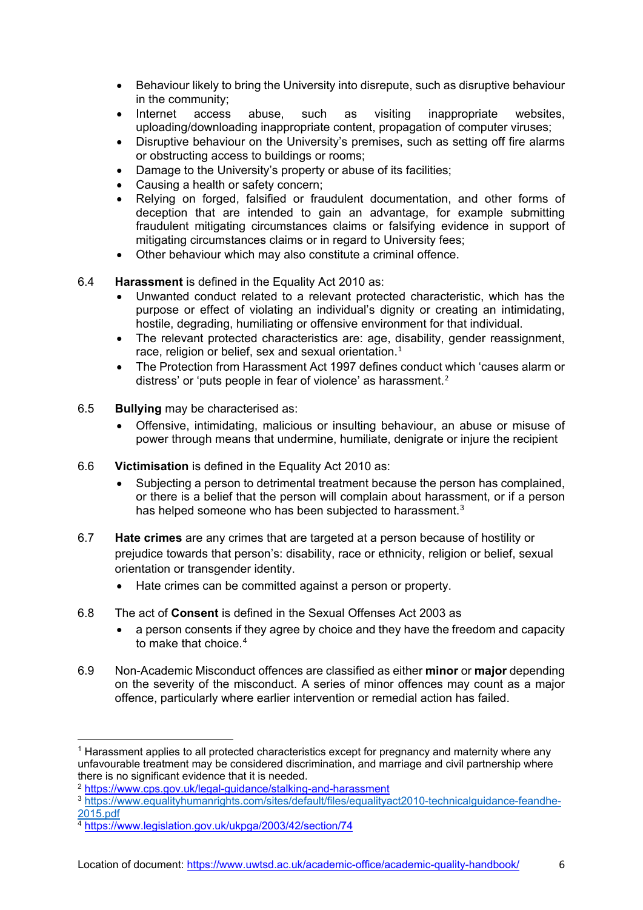- Behaviour likely to bring the University into disrepute, such as disruptive behaviour in the community;
- Internet access abuse, such as visiting inappropriate websites, uploading/downloading inappropriate content, propagation of computer viruses;
- Disruptive behaviour on the University's premises, such as setting off fire alarms or obstructing access to buildings or rooms;
- Damage to the University's property or abuse of its facilities;
- Causing a health or safety concern;
- Relying on forged, falsified or fraudulent documentation, and other forms of deception that are intended to gain an advantage, for example submitting fraudulent mitigating circumstances claims or falsifying evidence in support of mitigating circumstances claims or in regard to University fees;
- Other behaviour which may also constitute a criminal offence.

6.4 **Harassment** is defined in the Equality Act 2010 as:

- Unwanted conduct related to a relevant protected characteristic, which has the purpose or effect of violating an individual's dignity or creating an intimidating, hostile, degrading, humiliating or offensive environment for that individual.
- The relevant protected characteristics are: age, disability, gender reassignment, race, religion or belief, sex and sexual orientation.[1]
- The Protection from Harassment Act 1997 defines conduct which 'causes alarm or distress' or 'puts people in fear of violence' as harassment.[2]

6.5 **Bullying** may be characterised as:

- Offensive, intimidating, malicious or insulting behaviour, an abuse or misuse of power through means that undermine, humiliate, denigrate or injure the recipient

6.6 **Victimisation** is defined in the Equality Act 2010 as:

- Subjecting a person to detrimental treatment because the person has complained, or there is a belief that the person will complain about harassment, or if a person has helped someone who has been subjected to harassment.[3]

6.7 **Hate crimes** are any crimes that are targeted at a person because of hostility or prejudice towards that person's: disability, race or ethnicity, religion or belief, sexual orientation or transgender identity.

- Hate crimes can be committed against a person or property.

6.8 The act of **Consent** is defined in the Sexual Offenses Act 2003 as

- a person consents if they agree by choice and they have the freedom and capacity to make that choice.[4]

6.9 Non-Academic Misconduct offences are classified as either **minor** or **major** depending on the severity of the misconduct. A series of minor offences may count as a major offence, particularly where earlier intervention or remedial action has failed.

---

[1] Harassment applies to all protected characteristics except for pregnancy and maternity where any unfavourable treatment may be considered discrimination, and marriage and civil partnership where there is no significant evidence that it is needed.

[2] https://www.cps.gov.uk/legal-guidance/stalking-and-harassment

[3] https://www.equalityhumanrights.com/sites/default/files/equalityact2010-technicalguidance-feandhe-2015.pdf

[4] https://www.legislation.gov.uk/ukpga/2003/42/section/74

Location of document: https://www.uwtsd.ac.uk/academic-office/academic-quality-handbook/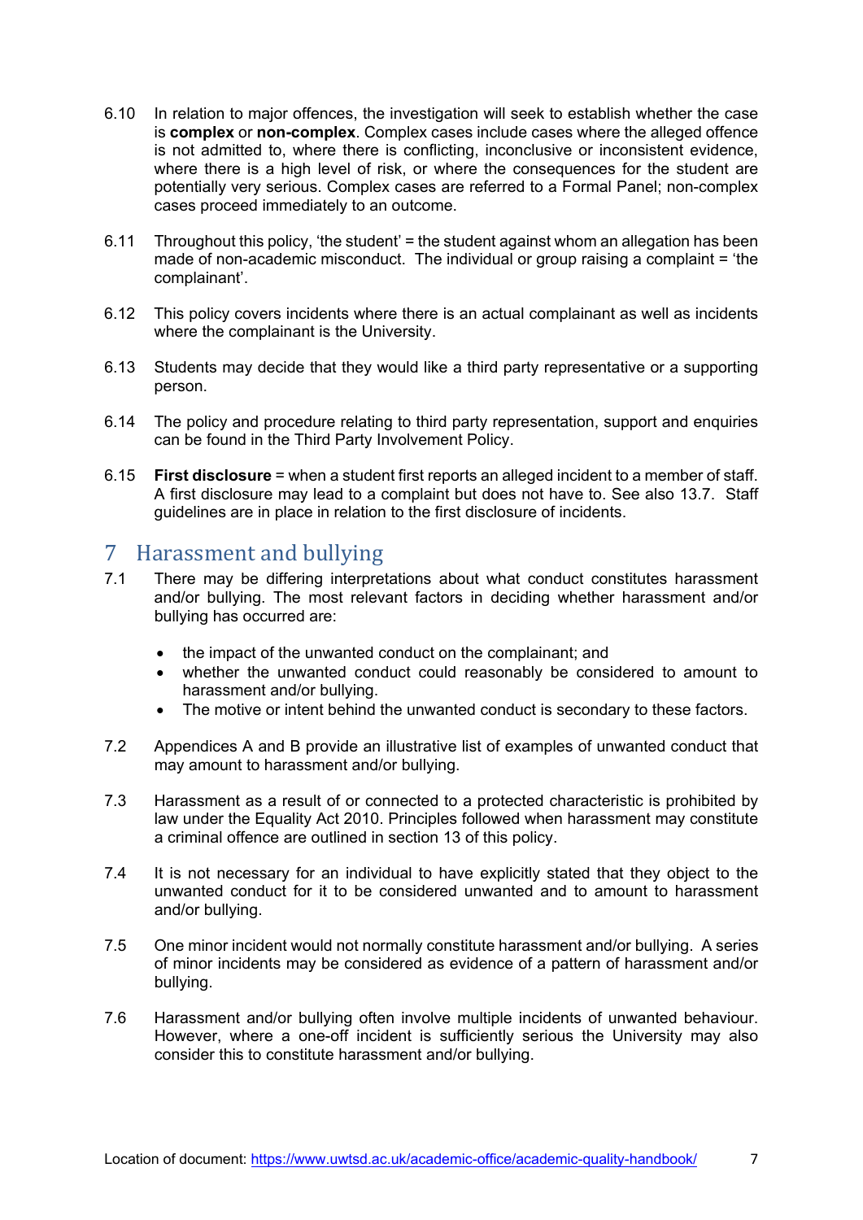6.10 In relation to major offences, the investigation will seek to establish whether the case is **complex** or **non-complex**. Complex cases include cases where the alleged offence is not admitted to, where there is conflicting, inconclusive or inconsistent evidence, where there is a high level of risk, or where the consequences for the student are potentially very serious. Complex cases are referred to a Formal Panel; non-complex cases proceed immediately to an outcome.

6.11 Throughout this policy, 'the student' = the student against whom an allegation has been made of non-academic misconduct. The individual or group raising a complaint = 'the complainant'.

6.12 This policy covers incidents where there is an actual complainant as well as incidents where the complainant is the University.

6.13 Students may decide that they would like a third party representative or a supporting person.

6.14 The policy and procedure relating to third party representation, support and enquiries can be found in the Third Party Involvement Policy.

6.15 **First disclosure** = when a student first reports an alleged incident to a member of staff. A first disclosure may lead to a complaint but does not have to. See also 13.7. Staff guidelines are in place in relation to the first disclosure of incidents.

# 7 Harassment and bullying

7.1 There may be differing interpretations about what conduct constitutes harassment and/or bullying. The most relevant factors in deciding whether harassment and/or bullying has occurred are:

- the impact of the unwanted conduct on the complainant; and
- whether the unwanted conduct could reasonably be considered to amount to harassment and/or bullying.
- The motive or intent behind the unwanted conduct is secondary to these factors.

7.2 Appendices A and B provide an illustrative list of examples of unwanted conduct that may amount to harassment and/or bullying.

7.3 Harassment as a result of or connected to a protected characteristic is prohibited by law under the Equality Act 2010. Principles followed when harassment may constitute a criminal offence are outlined in section 13 of this policy.

7.4 It is not necessary for an individual to have explicitly stated that they object to the unwanted conduct for it to be considered unwanted and to amount to harassment and/or bullying.

7.5 One minor incident would not normally constitute harassment and/or bullying. A series of minor incidents may be considered as evidence of a pattern of harassment and/or bullying.

7.6 Harassment and/or bullying often involve multiple incidents of unwanted behaviour. However, where a one-off incident is sufficiently serious the University may also consider this to constitute harassment and/or bullying.

Location of document: https://www.uwtsd.ac.uk/academic-office/academic-quality-handbook/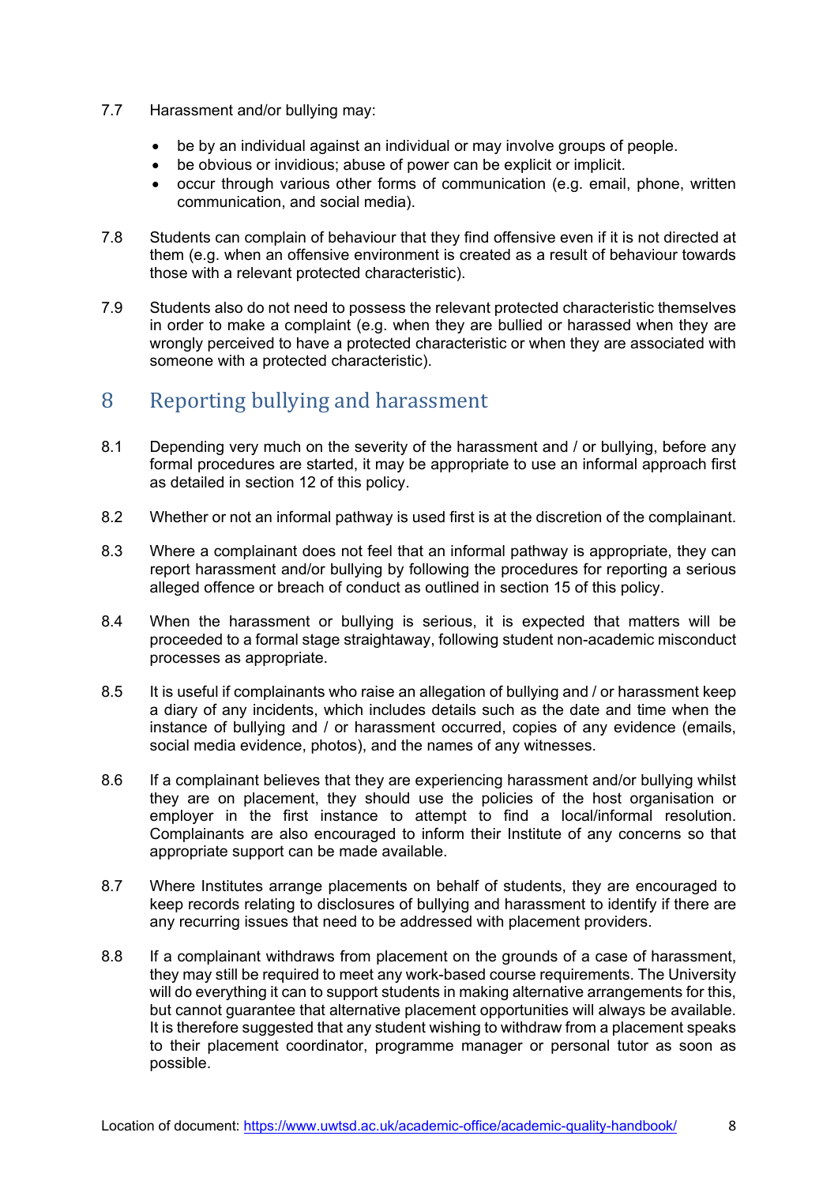7.7 Harassment and/or bullying may:

- be by an individual against an individual or may involve groups of people.
- be obvious or invidious; abuse of power can be explicit or implicit.
- occur through various other forms of communication (e.g. email, phone, written communication, and social media).

7.8 Students can complain of behaviour that they find offensive even if it is not directed at them (e.g. when an offensive environment is created as a result of behaviour towards those with a relevant protected characteristic).

7.9 Students also do not need to possess the relevant protected characteristic themselves in order to make a complaint (e.g. when they are bullied or harassed when they are wrongly perceived to have a protected characteristic or when they are associated with someone with a protected characteristic).

# 8 Reporting bullying and harassment

8.1 Depending very much on the severity of the harassment and / or bullying, before any formal procedures are started, it may be appropriate to use an informal approach first as detailed in section 12 of this policy.

8.2 Whether or not an informal pathway is used first is at the discretion of the complainant.

8.3 Where a complainant does not feel that an informal pathway is appropriate, they can report harassment and/or bullying by following the procedures for reporting a serious alleged offence or breach of conduct as outlined in section 15 of this policy.

8.4 When the harassment or bullying is serious, it is expected that matters will be proceeded to a formal stage straightaway, following student non-academic misconduct processes as appropriate.

8.5 It is useful if complainants who raise an allegation of bullying and / or harassment keep a diary of any incidents, which includes details such as the date and time when the instance of bullying and / or harassment occurred, copies of any evidence (emails, social media evidence, photos), and the names of any witnesses.

8.6 If a complainant believes that they are experiencing harassment and/or bullying whilst they are on placement, they should use the policies of the host organisation or employer in the first instance to attempt to find a local/informal resolution. Complainants are also encouraged to inform their Institute of any concerns so that appropriate support can be made available.

8.7 Where Institutes arrange placements on behalf of students, they are encouraged to keep records relating to disclosures of bullying and harassment to identify if there are any recurring issues that need to be addressed with placement providers.

8.8 If a complainant withdraws from placement on the grounds of a case of harassment, they may still be required to meet any work-based course requirements. The University will do everything it can to support students in making alternative arrangements for this, but cannot guarantee that alternative placement opportunities will always be available. It is therefore suggested that any student wishing to withdraw from a placement speaks to their placement coordinator, programme manager or personal tutor as soon as possible.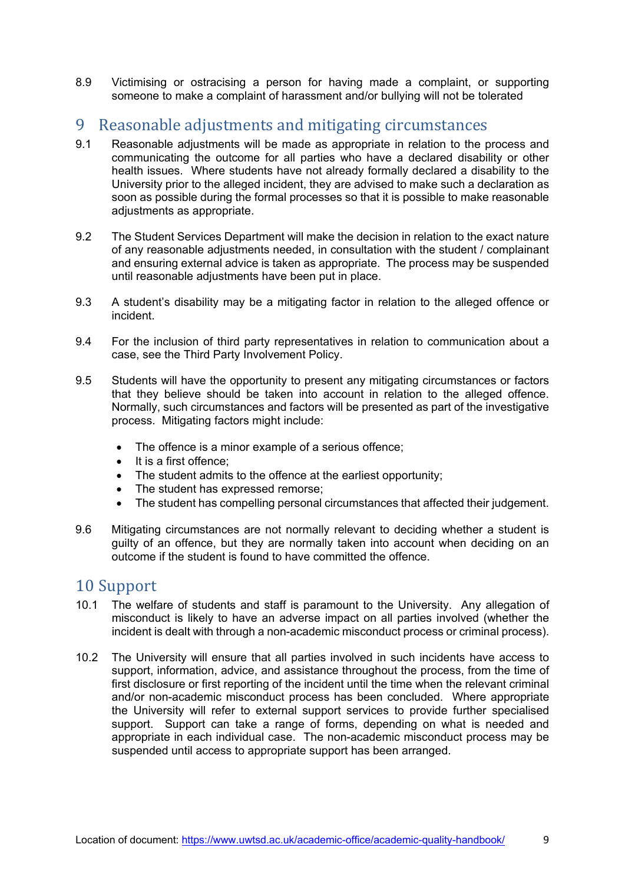8.9 Victimising or ostracising a person for having made a complaint, or supporting someone to make a complaint of harassment and/or bullying will not be tolerated

# 9 Reasonable adjustments and mitigating circumstances

9.1 Reasonable adjustments will be made as appropriate in relation to the process and communicating the outcome for all parties who have a declared disability or other health issues. Where students have not already formally declared a disability to the University prior to the alleged incident, they are advised to make such a declaration as soon as possible during the formal processes so that it is possible to make reasonable adjustments as appropriate.

9.2 The Student Services Department will make the decision in relation to the exact nature of any reasonable adjustments needed, in consultation with the student / complainant and ensuring external advice is taken as appropriate. The process may be suspended until reasonable adjustments have been put in place.

9.3 A student's disability may be a mitigating factor in relation to the alleged offence or incident.

9.4 For the inclusion of third party representatives in relation to communication about a case, see the Third Party Involvement Policy.

9.5 Students will have the opportunity to present any mitigating circumstances or factors that they believe should be taken into account in relation to the alleged offence. Normally, such circumstances and factors will be presented as part of the investigative process. Mitigating factors might include:

- The offence is a minor example of a serious offence;
- It is a first offence;
- The student admits to the offence at the earliest opportunity;
- The student has expressed remorse;
- The student has compelling personal circumstances that affected their judgement.

9.6 Mitigating circumstances are not normally relevant to deciding whether a student is guilty of an offence, but they are normally taken into account when deciding on an outcome if the student is found to have committed the offence.

# 10 Support

10.1 The welfare of students and staff is paramount to the University. Any allegation of misconduct is likely to have an adverse impact on all parties involved (whether the incident is dealt with through a non-academic misconduct process or criminal process).

10.2 The University will ensure that all parties involved in such incidents have access to support, information, advice, and assistance throughout the process, from the time of first disclosure or first reporting of the incident until the time when the relevant criminal and/or non-academic misconduct process has been concluded. Where appropriate the University will refer to external support services to provide further specialised support. Support can take a range of forms, depending on what is needed and appropriate in each individual case. The non-academic misconduct process may be suspended until access to appropriate support has been arranged.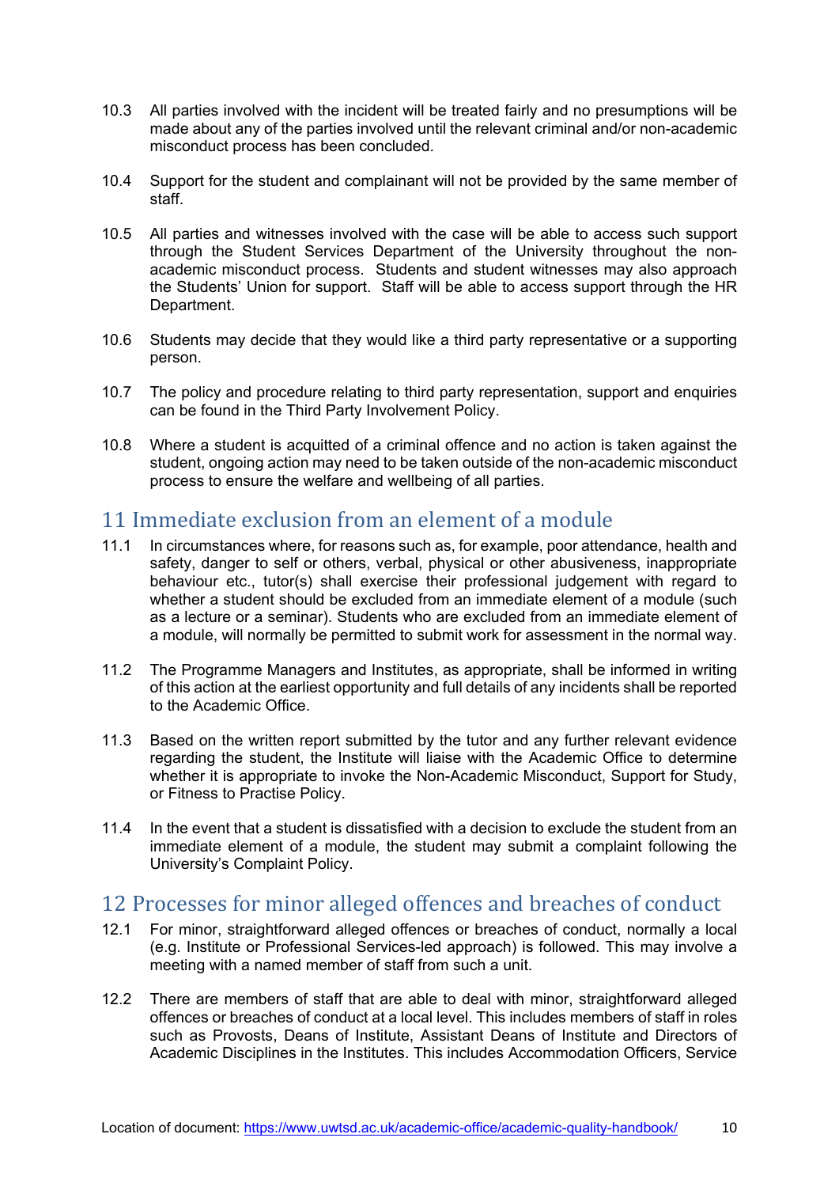10.3 All parties involved with the incident will be treated fairly and no presumptions will be made about any of the parties involved until the relevant criminal and/or non-academic misconduct process has been concluded.

10.4 Support for the student and complainant will not be provided by the same member of staff.

10.5 All parties and witnesses involved with the case will be able to access such support through the Student Services Department of the University throughout the non-academic misconduct process. Students and student witnesses may also approach the Students' Union for support. Staff will be able to access support through the HR Department.

10.6 Students may decide that they would like a third party representative or a supporting person.

10.7 The policy and procedure relating to third party representation, support and enquiries can be found in the Third Party Involvement Policy.

10.8 Where a student is acquitted of a criminal offence and no action is taken against the student, ongoing action may need to be taken outside of the non-academic misconduct process to ensure the welfare and wellbeing of all parties.

## 11 Immediate exclusion from an element of a module

11.1 In circumstances where, for reasons such as, for example, poor attendance, health and safety, danger to self or others, verbal, physical or other abusiveness, inappropriate behaviour etc., tutor(s) shall exercise their professional judgement with regard to whether a student should be excluded from an immediate element of a module (such as a lecture or a seminar). Students who are excluded from an immediate element of a module, will normally be permitted to submit work for assessment in the normal way.

11.2 The Programme Managers and Institutes, as appropriate, shall be informed in writing of this action at the earliest opportunity and full details of any incidents shall be reported to the Academic Office.

11.3 Based on the written report submitted by the tutor and any further relevant evidence regarding the student, the Institute will liaise with the Academic Office to determine whether it is appropriate to invoke the Non-Academic Misconduct, Support for Study, or Fitness to Practise Policy.

11.4 In the event that a student is dissatisfied with a decision to exclude the student from an immediate element of a module, the student may submit a complaint following the University's Complaint Policy.

## 12 Processes for minor alleged offences and breaches of conduct

12.1 For minor, straightforward alleged offences or breaches of conduct, normally a local (e.g. Institute or Professional Services-led approach) is followed. This may involve a meeting with a named member of staff from such a unit.

12.2 There are members of staff that are able to deal with minor, straightforward alleged offences or breaches of conduct at a local level. This includes members of staff in roles such as Provosts, Deans of Institute, Assistant Deans of Institute and Directors of Academic Disciplines in the Institutes. This includes Accommodation Officers, Service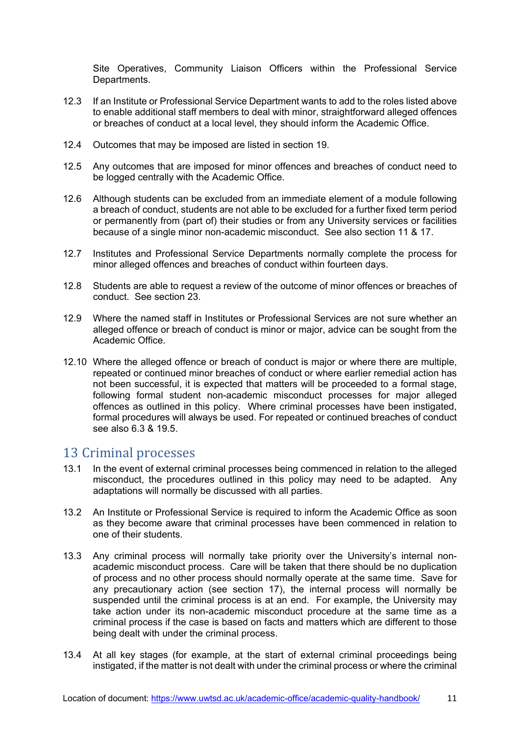Site Operatives, Community Liaison Officers within the Professional Service Departments.

12.3 If an Institute or Professional Service Department wants to add to the roles listed above to enable additional staff members to deal with minor, straightforward alleged offences or breaches of conduct at a local level, they should inform the Academic Office.

12.4 Outcomes that may be imposed are listed in section 19.

12.5 Any outcomes that are imposed for minor offences and breaches of conduct need to be logged centrally with the Academic Office.

12.6 Although students can be excluded from an immediate element of a module following a breach of conduct, students are not able to be excluded for a further fixed term period or permanently from (part of) their studies or from any University services or facilities because of a single minor non-academic misconduct. See also section 11 & 17.

12.7 Institutes and Professional Service Departments normally complete the process for minor alleged offences and breaches of conduct within fourteen days.

12.8 Students are able to request a review of the outcome of minor offences or breaches of conduct. See section 23.

12.9 Where the named staff in Institutes or Professional Services are not sure whether an alleged offence or breach of conduct is minor or major, advice can be sought from the Academic Office.

12.10 Where the alleged offence or breach of conduct is major or where there are multiple, repeated or continued minor breaches of conduct or where earlier remedial action has not been successful, it is expected that matters will be proceeded to a formal stage, following formal student non-academic misconduct processes for major alleged offences as outlined in this policy. Where criminal processes have been instigated, formal procedures will always be used. For repeated or continued breaches of conduct see also 6.3 & 19.5.

## 13 Criminal processes

13.1 In the event of external criminal processes being commenced in relation to the alleged misconduct, the procedures outlined in this policy may need to be adapted. Any adaptations will normally be discussed with all parties.

13.2 An Institute or Professional Service is required to inform the Academic Office as soon as they become aware that criminal processes have been commenced in relation to one of their students.

13.3 Any criminal process will normally take priority over the University's internal non-academic misconduct process. Care will be taken that there should be no duplication of process and no other process should normally operate at the same time. Save for any precautionary action (see section 17), the internal process will normally be suspended until the criminal process is at an end. For example, the University may take action under its non-academic misconduct procedure at the same time as a criminal process if the case is based on facts and matters which are different to those being dealt with under the criminal process.

13.4 At all key stages (for example, at the start of external criminal proceedings being instigated, if the matter is not dealt with under the criminal process or where the criminal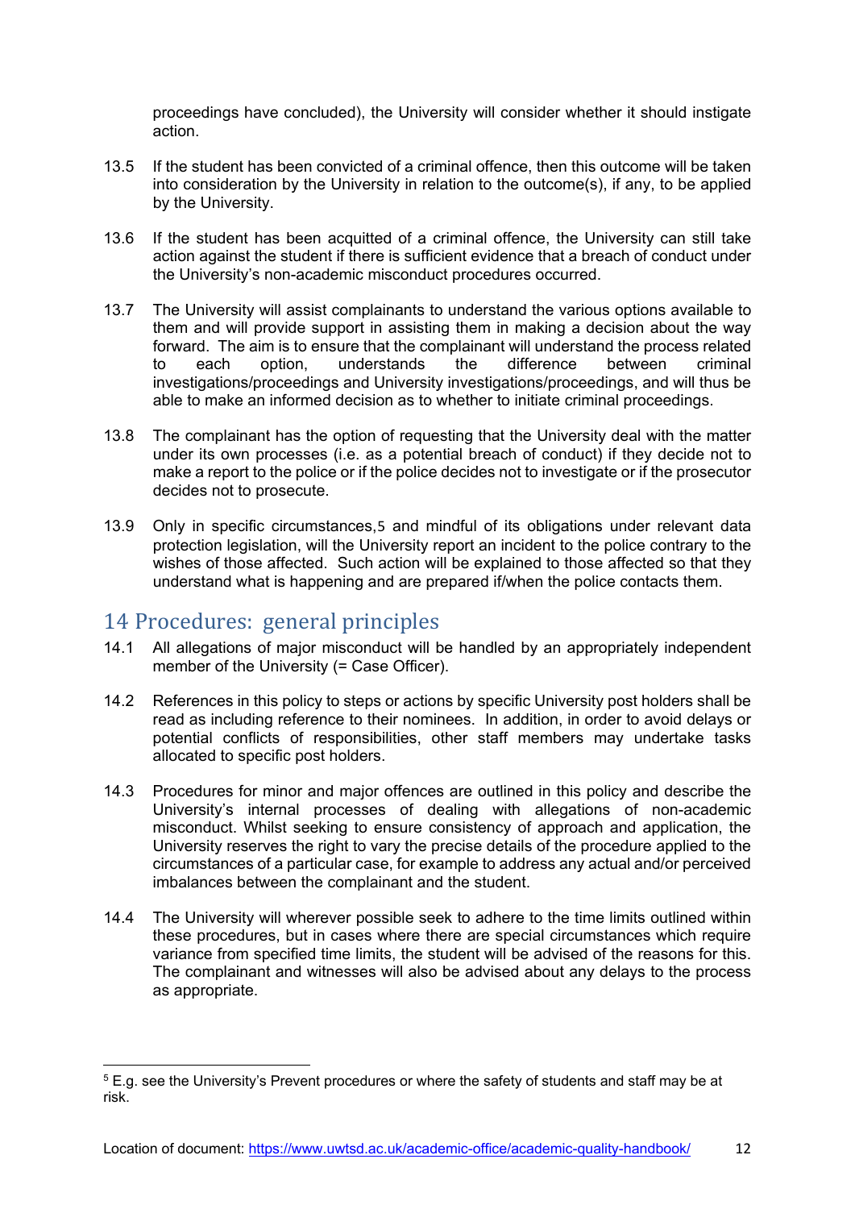proceedings have concluded), the University will consider whether it should instigate action.

13.5 If the student has been convicted of a criminal offence, then this outcome will be taken into consideration by the University in relation to the outcome(s), if any, to be applied by the University.

13.6 If the student has been acquitted of a criminal offence, the University can still take action against the student if there is sufficient evidence that a breach of conduct under the University's non-academic misconduct procedures occurred.

13.7 The University will assist complainants to understand the various options available to them and will provide support in assisting them in making a decision about the way forward. The aim is to ensure that the complainant will understand the process related to each option, understands the difference between criminal investigations/proceedings and University investigations/proceedings, and will thus be able to make an informed decision as to whether to initiate criminal proceedings.

13.8 The complainant has the option of requesting that the University deal with the matter under its own processes (i.e. as a potential breach of conduct) if they decide not to make a report to the police or if the police decides not to investigate or if the prosecutor decides not to prosecute.

13.9 Only in specific circumstances,[5] and mindful of its obligations under relevant data protection legislation, will the University report an incident to the police contrary to the wishes of those affected. Such action will be explained to those affected so that they understand what is happening and are prepared if/when the police contacts them.

## 14 Procedures: general principles

14.1 All allegations of major misconduct will be handled by an appropriately independent member of the University (= Case Officer).

14.2 References in this policy to steps or actions by specific University post holders shall be read as including reference to their nominees. In addition, in order to avoid delays or potential conflicts of responsibilities, other staff members may undertake tasks allocated to specific post holders.

14.3 Procedures for minor and major offences are outlined in this policy and describe the University's internal processes of dealing with allegations of non-academic misconduct. Whilst seeking to ensure consistency of approach and application, the University reserves the right to vary the precise details of the procedure applied to the circumstances of a particular case, for example to address any actual and/or perceived imbalances between the complainant and the student.

14.4 The University will wherever possible seek to adhere to the time limits outlined within these procedures, but in cases where there are special circumstances which require variance from specified time limits, the student will be advised of the reasons for this. The complainant and witnesses will also be advised about any delays to the process as appropriate.

---

[5] E.g. see the University's Prevent procedures or where the safety of students and staff may be at risk.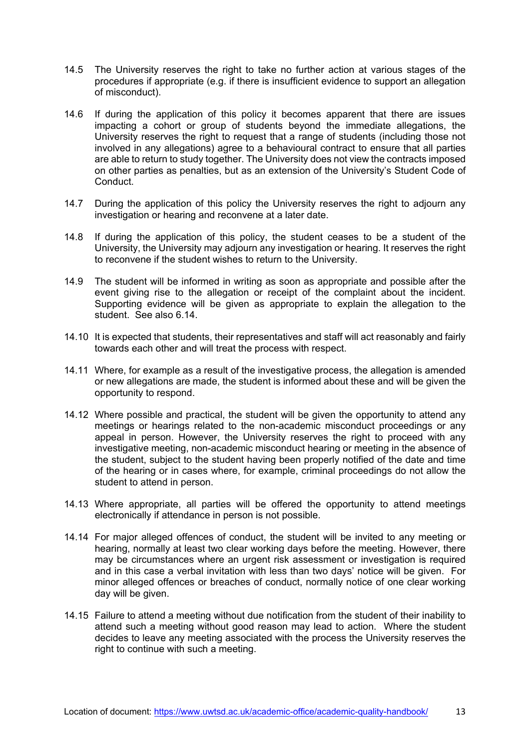14.5 The University reserves the right to take no further action at various stages of the procedures if appropriate (e.g. if there is insufficient evidence to support an allegation of misconduct).

14.6 If during the application of this policy it becomes apparent that there are issues impacting a cohort or group of students beyond the immediate allegations, the University reserves the right to request that a range of students (including those not involved in any allegations) agree to a behavioural contract to ensure that all parties are able to return to study together. The University does not view the contracts imposed on other parties as penalties, but as an extension of the University's Student Code of Conduct.

14.7 During the application of this policy the University reserves the right to adjourn any investigation or hearing and reconvene at a later date.

14.8 If during the application of this policy, the student ceases to be a student of the University, the University may adjourn any investigation or hearing. It reserves the right to reconvene if the student wishes to return to the University.

14.9 The student will be informed in writing as soon as appropriate and possible after the event giving rise to the allegation or receipt of the complaint about the incident. Supporting evidence will be given as appropriate to explain the allegation to the student. See also 6.14.

14.10 It is expected that students, their representatives and staff will act reasonably and fairly towards each other and will treat the process with respect.

14.11 Where, for example as a result of the investigative process, the allegation is amended or new allegations are made, the student is informed about these and will be given the opportunity to respond.

14.12 Where possible and practical, the student will be given the opportunity to attend any meetings or hearings related to the non-academic misconduct proceedings or any appeal in person. However, the University reserves the right to proceed with any investigative meeting, non-academic misconduct hearing or meeting in the absence of the student, subject to the student having been properly notified of the date and time of the hearing or in cases where, for example, criminal proceedings do not allow the student to attend in person.

14.13 Where appropriate, all parties will be offered the opportunity to attend meetings electronically if attendance in person is not possible.

14.14 For major alleged offences of conduct, the student will be invited to any meeting or hearing, normally at least two clear working days before the meeting. However, there may be circumstances where an urgent risk assessment or investigation is required and in this case a verbal invitation with less than two days' notice will be given. For minor alleged offences or breaches of conduct, normally notice of one clear working day will be given.

14.15 Failure to attend a meeting without due notification from the student of their inability to attend such a meeting without good reason may lead to action. Where the student decides to leave any meeting associated with the process the University reserves the right to continue with such a meeting.

Location of document: https://www.uwtsd.ac.uk/academic-office/academic-quality-handbook/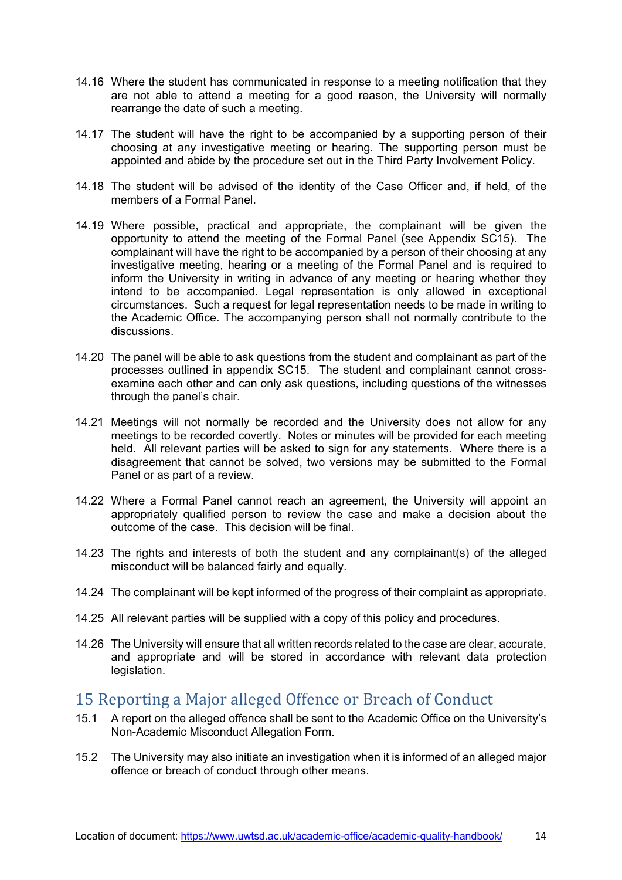14.16 Where the student has communicated in response to a meeting notification that they are not able to attend a meeting for a good reason, the University will normally rearrange the date of such a meeting.

14.17 The student will have the right to be accompanied by a supporting person of their choosing at any investigative meeting or hearing. The supporting person must be appointed and abide by the procedure set out in the Third Party Involvement Policy.

14.18 The student will be advised of the identity of the Case Officer and, if held, of the members of a Formal Panel.

14.19 Where possible, practical and appropriate, the complainant will be given the opportunity to attend the meeting of the Formal Panel (see Appendix SC15). The complainant will have the right to be accompanied by a person of their choosing at any investigative meeting, hearing or a meeting of the Formal Panel and is required to inform the University in writing in advance of any meeting or hearing whether they intend to be accompanied. Legal representation is only allowed in exceptional circumstances. Such a request for legal representation needs to be made in writing to the Academic Office. The accompanying person shall not normally contribute to the discussions.

14.20 The panel will be able to ask questions from the student and complainant as part of the processes outlined in appendix SC15. The student and complainant cannot cross-examine each other and can only ask questions, including questions of the witnesses through the panel's chair.

14.21 Meetings will not normally be recorded and the University does not allow for any meetings to be recorded covertly. Notes or minutes will be provided for each meeting held. All relevant parties will be asked to sign for any statements. Where there is a disagreement that cannot be solved, two versions may be submitted to the Formal Panel or as part of a review.

14.22 Where a Formal Panel cannot reach an agreement, the University will appoint an appropriately qualified person to review the case and make a decision about the outcome of the case. This decision will be final.

14.23 The rights and interests of both the student and any complainant(s) of the alleged misconduct will be balanced fairly and equally.

14.24 The complainant will be kept informed of the progress of their complaint as appropriate.

14.25 All relevant parties will be supplied with a copy of this policy and procedures.

14.26 The University will ensure that all written records related to the case are clear, accurate, and appropriate and will be stored in accordance with relevant data protection legislation.

# 15 Reporting a Major alleged Offence or Breach of Conduct

15.1 A report on the alleged offence shall be sent to the Academic Office on the University's Non-Academic Misconduct Allegation Form.

15.2 The University may also initiate an investigation when it is informed of an alleged major offence or breach of conduct through other means.

Location of document: https://www.uwtsd.ac.uk/academic-office/academic-quality-handbook/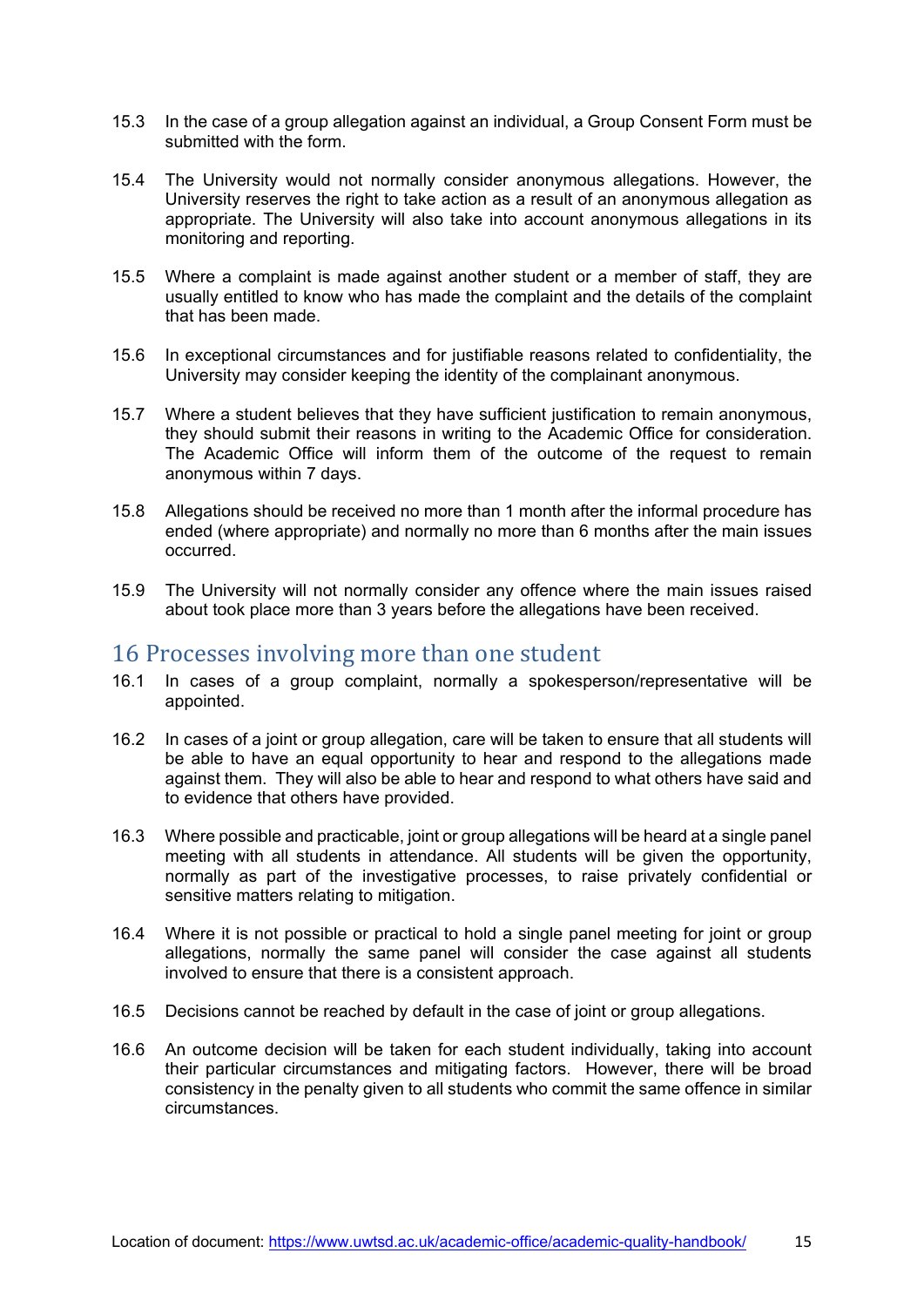15.3 In the case of a group allegation against an individual, a Group Consent Form must be submitted with the form.

15.4 The University would not normally consider anonymous allegations. However, the University reserves the right to take action as a result of an anonymous allegation as appropriate. The University will also take into account anonymous allegations in its monitoring and reporting.

15.5 Where a complaint is made against another student or a member of staff, they are usually entitled to know who has made the complaint and the details of the complaint that has been made.

15.6 In exceptional circumstances and for justifiable reasons related to confidentiality, the University may consider keeping the identity of the complainant anonymous.

15.7 Where a student believes that they have sufficient justification to remain anonymous, they should submit their reasons in writing to the Academic Office for consideration. The Academic Office will inform them of the outcome of the request to remain anonymous within 7 days.

15.8 Allegations should be received no more than 1 month after the informal procedure has ended (where appropriate) and normally no more than 6 months after the main issues occurred.

15.9 The University will not normally consider any offence where the main issues raised about took place more than 3 years before the allegations have been received.

## 16 Processes involving more than one student

16.1 In cases of a group complaint, normally a spokesperson/representative will be appointed.

16.2 In cases of a joint or group allegation, care will be taken to ensure that all students will be able to have an equal opportunity to hear and respond to the allegations made against them. They will also be able to hear and respond to what others have said and to evidence that others have provided.

16.3 Where possible and practicable, joint or group allegations will be heard at a single panel meeting with all students in attendance. All students will be given the opportunity, normally as part of the investigative processes, to raise privately confidential or sensitive matters relating to mitigation.

16.4 Where it is not possible or practical to hold a single panel meeting for joint or group allegations, normally the same panel will consider the case against all students involved to ensure that there is a consistent approach.

16.5 Decisions cannot be reached by default in the case of joint or group allegations.

16.6 An outcome decision will be taken for each student individually, taking into account their particular circumstances and mitigating factors. However, there will be broad consistency in the penalty given to all students who commit the same offence in similar circumstances.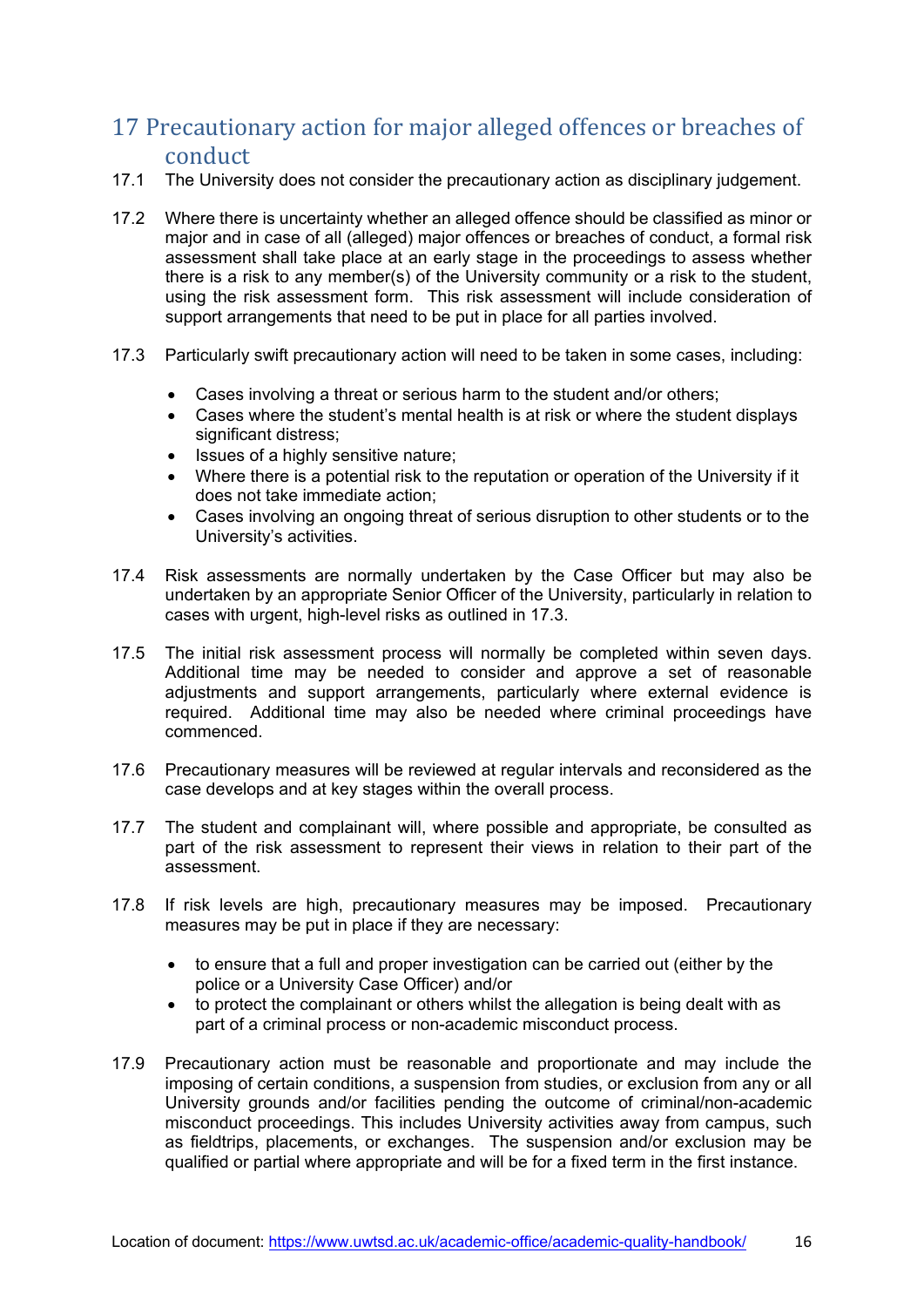## 17 Precautionary action for major alleged offences or breaches of conduct

17.1 The University does not consider the precautionary action as disciplinary judgement.

17.2 Where there is uncertainty whether an alleged offence should be classified as minor or major and in case of all (alleged) major offences or breaches of conduct, a formal risk assessment shall take place at an early stage in the proceedings to assess whether there is a risk to any member(s) of the University community or a risk to the student, using the risk assessment form. This risk assessment will include consideration of support arrangements that need to be put in place for all parties involved.

17.3 Particularly swift precautionary action will need to be taken in some cases, including:

- Cases involving a threat or serious harm to the student and/or others;
- Cases where the student's mental health is at risk or where the student displays significant distress;
- Issues of a highly sensitive nature;
- Where there is a potential risk to the reputation or operation of the University if it does not take immediate action;
- Cases involving an ongoing threat of serious disruption to other students or to the University's activities.

17.4 Risk assessments are normally undertaken by the Case Officer but may also be undertaken by an appropriate Senior Officer of the University, particularly in relation to cases with urgent, high-level risks as outlined in 17.3.

17.5 The initial risk assessment process will normally be completed within seven days. Additional time may be needed to consider and approve a set of reasonable adjustments and support arrangements, particularly where external evidence is required. Additional time may also be needed where criminal proceedings have commenced.

17.6 Precautionary measures will be reviewed at regular intervals and reconsidered as the case develops and at key stages within the overall process.

17.7 The student and complainant will, where possible and appropriate, be consulted as part of the risk assessment to represent their views in relation to their part of the assessment.

17.8 If risk levels are high, precautionary measures may be imposed. Precautionary measures may be put in place if they are necessary:

- to ensure that a full and proper investigation can be carried out (either by the police or a University Case Officer) and/or
- to protect the complainant or others whilst the allegation is being dealt with as part of a criminal process or non-academic misconduct process.

17.9 Precautionary action must be reasonable and proportionate and may include the imposing of certain conditions, a suspension from studies, or exclusion from any or all University grounds and/or facilities pending the outcome of criminal/non-academic misconduct proceedings. This includes University activities away from campus, such as fieldtrips, placements, or exchanges. The suspension and/or exclusion may be qualified or partial where appropriate and will be for a fixed term in the first instance.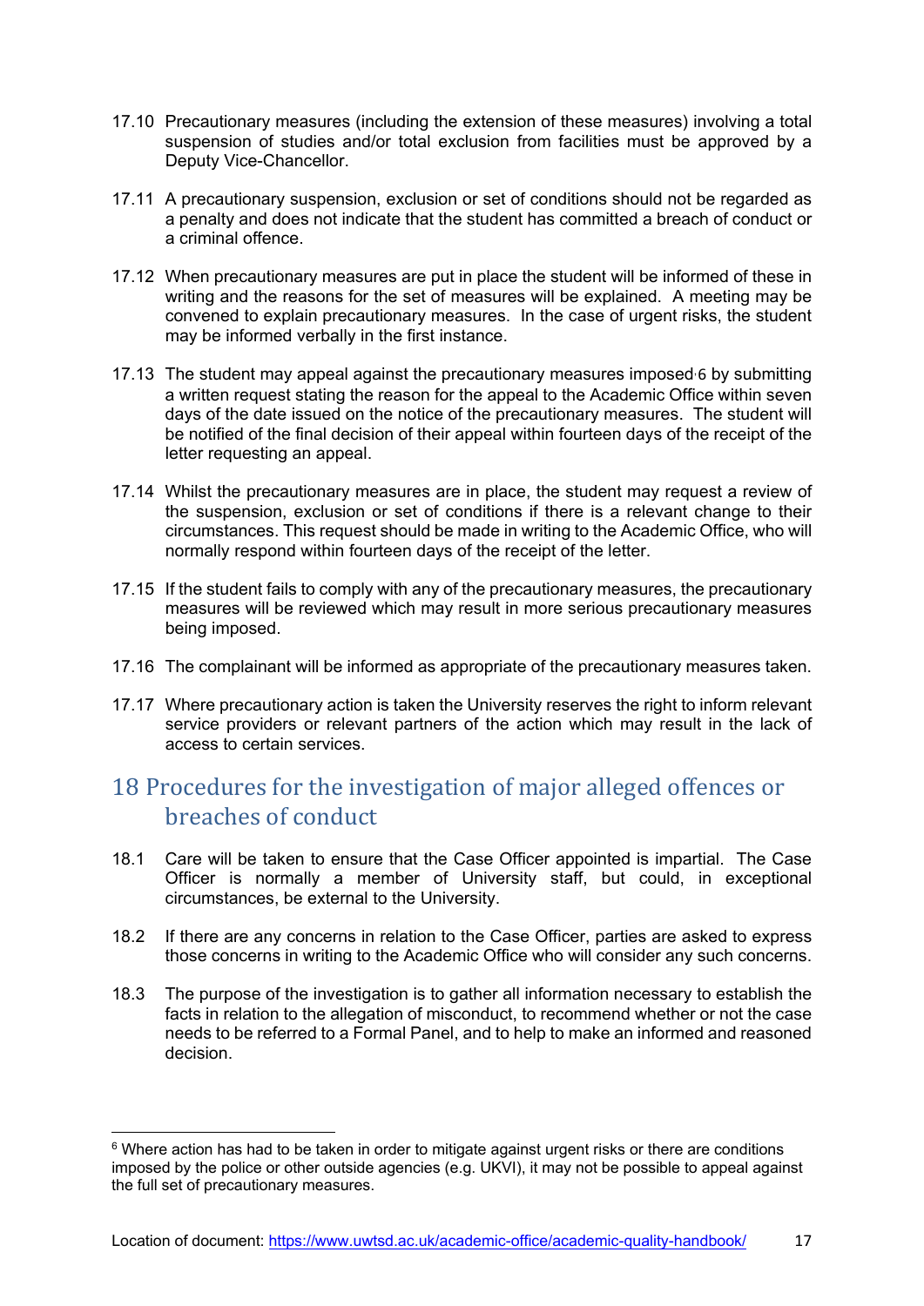17.10 Precautionary measures (including the extension of these measures) involving a total suspension of studies and/or total exclusion from facilities must be approved by a Deputy Vice-Chancellor.

17.11 A precautionary suspension, exclusion or set of conditions should not be regarded as a penalty and does not indicate that the student has committed a breach of conduct or a criminal offence.

17.12 When precautionary measures are put in place the student will be informed of these in writing and the reasons for the set of measures will be explained. A meeting may be convened to explain precautionary measures. In the case of urgent risks, the student may be informed verbally in the first instance.

17.13 The student may appeal against the precautionary measures imposed[6] by submitting a written request stating the reason for the appeal to the Academic Office within seven days of the date issued on the notice of the precautionary measures. The student will be notified of the final decision of their appeal within fourteen days of the receipt of the letter requesting an appeal.

17.14 Whilst the precautionary measures are in place, the student may request a review of the suspension, exclusion or set of conditions if there is a relevant change to their circumstances. This request should be made in writing to the Academic Office, who will normally respond within fourteen days of the receipt of the letter.

17.15 If the student fails to comply with any of the precautionary measures, the precautionary measures will be reviewed which may result in more serious precautionary measures being imposed.

17.16 The complainant will be informed as appropriate of the precautionary measures taken.

17.17 Where precautionary action is taken the University reserves the right to inform relevant service providers or relevant partners of the action which may result in the lack of access to certain services.

## 18 Procedures for the investigation of major alleged offences or breaches of conduct

18.1 Care will be taken to ensure that the Case Officer appointed is impartial. The Case Officer is normally a member of University staff, but could, in exceptional circumstances, be external to the University.

18.2 If there are any concerns in relation to the Case Officer, parties are asked to express those concerns in writing to the Academic Office who will consider any such concerns.

18.3 The purpose of the investigation is to gather all information necessary to establish the facts in relation to the allegation of misconduct, to recommend whether or not the case needs to be referred to a Formal Panel, and to help to make an informed and reasoned decision.

---

[6] Where action has had to be taken in order to mitigate against urgent risks or there are conditions imposed by the police or other outside agencies (e.g. UKVI), it may not be possible to appeal against the full set of precautionary measures.

Location of document: https://www.uwtsd.ac.uk/academic-office/academic-quality-handbook/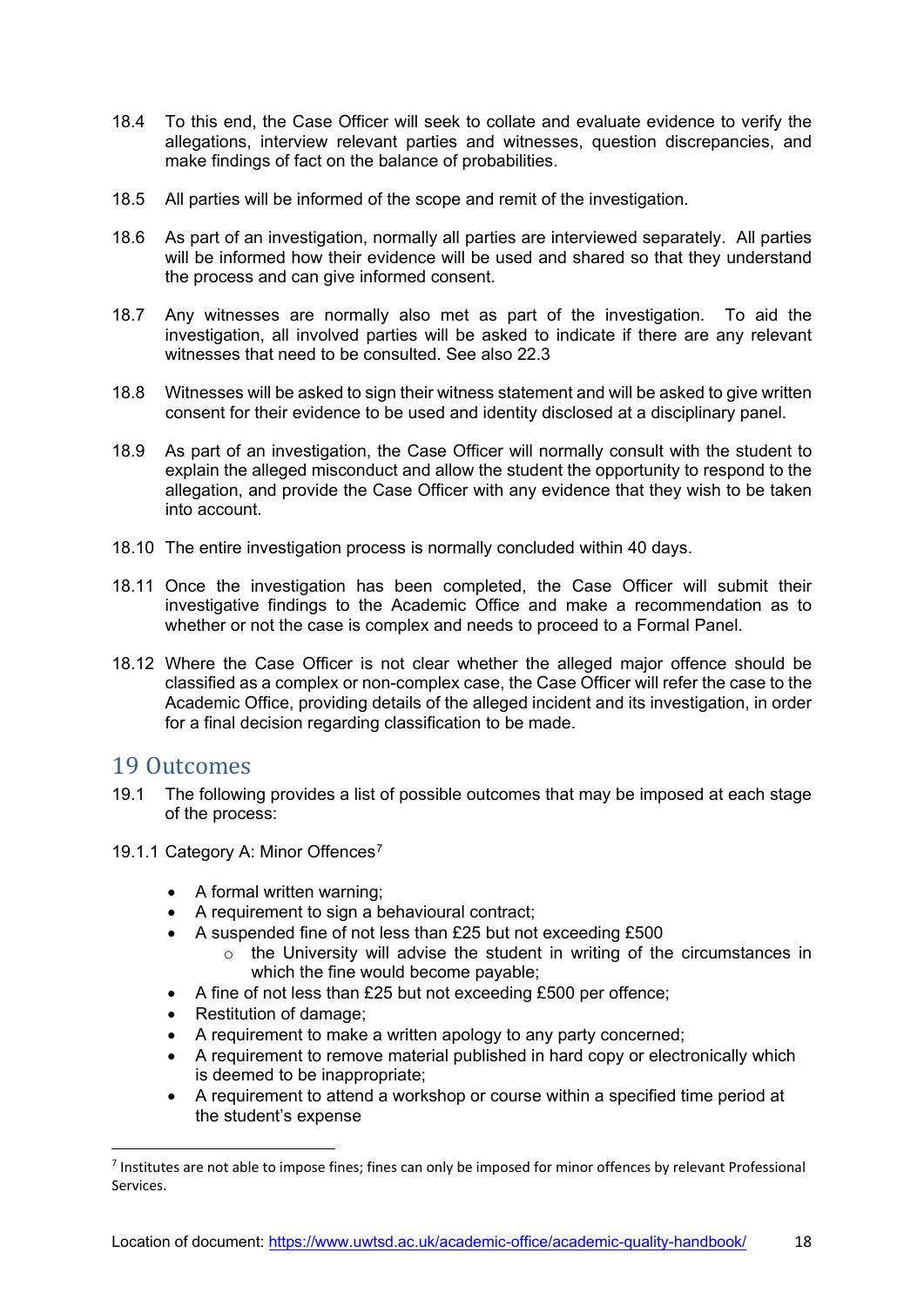18.4 To this end, the Case Officer will seek to collate and evaluate evidence to verify the allegations, interview relevant parties and witnesses, question discrepancies, and make findings of fact on the balance of probabilities.

18.5 All parties will be informed of the scope and remit of the investigation.

18.6 As part of an investigation, normally all parties are interviewed separately. All parties will be informed how their evidence will be used and shared so that they understand the process and can give informed consent.

18.7 Any witnesses are normally also met as part of the investigation. To aid the investigation, all involved parties will be asked to indicate if there are any relevant witnesses that need to be consulted. See also 22.3

18.8 Witnesses will be asked to sign their witness statement and will be asked to give written consent for their evidence to be used and identity disclosed at a disciplinary panel.

18.9 As part of an investigation, the Case Officer will normally consult with the student to explain the alleged misconduct and allow the student the opportunity to respond to the allegation, and provide the Case Officer with any evidence that they wish to be taken into account.

18.10 The entire investigation process is normally concluded within 40 days.

18.11 Once the investigation has been completed, the Case Officer will submit their investigative findings to the Academic Office and make a recommendation as to whether or not the case is complex and needs to proceed to a Formal Panel.

18.12 Where the Case Officer is not clear whether the alleged major offence should be classified as a complex or non-complex case, the Case Officer will refer the case to the Academic Office, providing details of the alleged incident and its investigation, in order for a final decision regarding classification to be made.

## 19 Outcomes

19.1 The following provides a list of possible outcomes that may be imposed at each stage of the process:

19.1.1 Category A: Minor Offences[7]

- A formal written warning;
- A requirement to sign a behavioural contract;
- A suspended fine of not less than £25 but not exceeding £500
  - the University will advise the student in writing of the circumstances in which the fine would become payable;
- A fine of not less than £25 but not exceeding £500 per offence;
- Restitution of damage;
- A requirement to make a written apology to any party concerned;
- A requirement to remove material published in hard copy or electronically which is deemed to be inappropriate;
- A requirement to attend a workshop or course within a specified time period at the student's expense

[7] Institutes are not able to impose fines; fines can only be imposed for minor offences by relevant Professional Services.

Location of document: https://www.uwtsd.ac.uk/academic-office/academic-quality-handbook/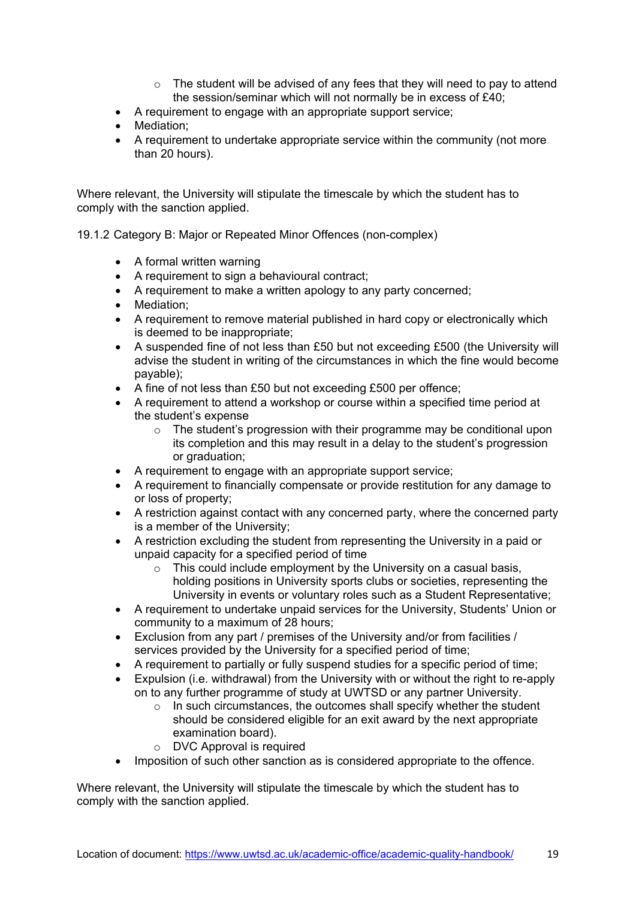- The student will be advised of any fees that they will need to pay to attend the session/seminar which will not normally be in excess of £40;
- A requirement to engage with an appropriate support service;
- Mediation;
- A requirement to undertake appropriate service within the community (not more than 20 hours).

Where relevant, the University will stipulate the timescale by which the student has to comply with the sanction applied.

19.1.2 Category B: Major or Repeated Minor Offences (non-complex)

- A formal written warning
- A requirement to sign a behavioural contract;
- A requirement to make a written apology to any party concerned;
- Mediation;
- A requirement to remove material published in hard copy or electronically which is deemed to be inappropriate;
- A suspended fine of not less than £50 but not exceeding £500 (the University will advise the student in writing of the circumstances in which the fine would become payable);
- A fine of not less than £50 but not exceeding £500 per offence;
- A requirement to attend a workshop or course within a specified time period at the student's expense
    - The student's progression with their programme may be conditional upon its completion and this may result in a delay to the student's progression or graduation;
- A requirement to engage with an appropriate support service;
- A requirement to financially compensate or provide restitution for any damage to or loss of property;
- A restriction against contact with any concerned party, where the concerned party is a member of the University;
- A restriction excluding the student from representing the University in a paid or unpaid capacity for a specified period of time
    - This could include employment by the University on a casual basis, holding positions in University sports clubs or societies, representing the University in events or voluntary roles such as a Student Representative;
- A requirement to undertake unpaid services for the University, Students' Union or community to a maximum of 28 hours;
- Exclusion from any part / premises of the University and/or from facilities / services provided by the University for a specified period of time;
- A requirement to partially or fully suspend studies for a specific period of time;
- Expulsion (i.e. withdrawal) from the University with or without the right to re-apply on to any further programme of study at UWTSD or any partner University.
    - In such circumstances, the outcomes shall specify whether the student should be considered eligible for an exit award by the next appropriate examination board).
    - DVC Approval is required
- Imposition of such other sanction as is considered appropriate to the offence.

Where relevant, the University will stipulate the timescale by which the student has to comply with the sanction applied.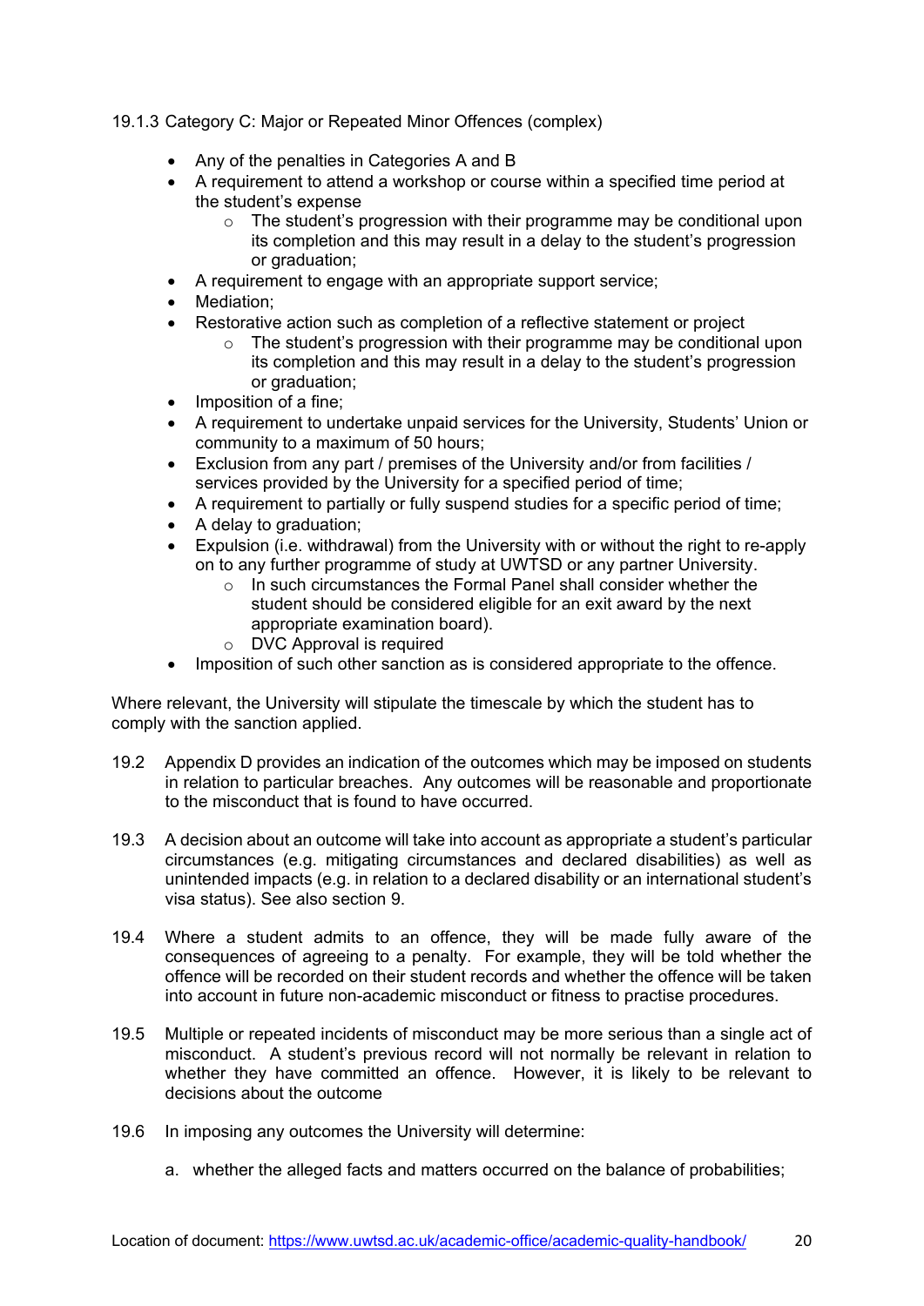#### 19.1.3 Category C: Major or Repeated Minor Offences (complex)

- Any of the penalties in Categories A and B
- A requirement to attend a workshop or course within a specified time period at the student's expense
  - The student's progression with their programme may be conditional upon its completion and this may result in a delay to the student's progression or graduation;
- A requirement to engage with an appropriate support service;
- Mediation;
- Restorative action such as completion of a reflective statement or project
  - The student's progression with their programme may be conditional upon its completion and this may result in a delay to the student's progression or graduation;
- Imposition of a fine;
- A requirement to undertake unpaid services for the University, Students' Union or community to a maximum of 50 hours;
- Exclusion from any part / premises of the University and/or from facilities / services provided by the University for a specified period of time;
- A requirement to partially or fully suspend studies for a specific period of time;
- A delay to graduation;
- Expulsion (i.e. withdrawal) from the University with or without the right to re-apply on to any further programme of study at UWTSD or any partner University.
  - In such circumstances the Formal Panel shall consider whether the student should be considered eligible for an exit award by the next appropriate examination board).
  - DVC Approval is required
- Imposition of such other sanction as is considered appropriate to the offence.

Where relevant, the University will stipulate the timescale by which the student has to comply with the sanction applied.

19.2 Appendix D provides an indication of the outcomes which may be imposed on students in relation to particular breaches. Any outcomes will be reasonable and proportionate to the misconduct that is found to have occurred.

19.3 A decision about an outcome will take into account as appropriate a student's particular circumstances (e.g. mitigating circumstances and declared disabilities) as well as unintended impacts (e.g. in relation to a declared disability or an international student's visa status). See also section 9.

19.4 Where a student admits to an offence, they will be made fully aware of the consequences of agreeing to a penalty. For example, they will be told whether the offence will be recorded on their student records and whether the offence will be taken into account in future non-academic misconduct or fitness to practise procedures.

19.5 Multiple or repeated incidents of misconduct may be more serious than a single act of misconduct. A student's previous record will not normally be relevant in relation to whether they have committed an offence. However, it is likely to be relevant to decisions about the outcome

19.6 In imposing any outcomes the University will determine:

a. whether the alleged facts and matters occurred on the balance of probabilities;

Location of document: https://www.uwtsd.ac.uk/academic-office/academic-quality-handbook/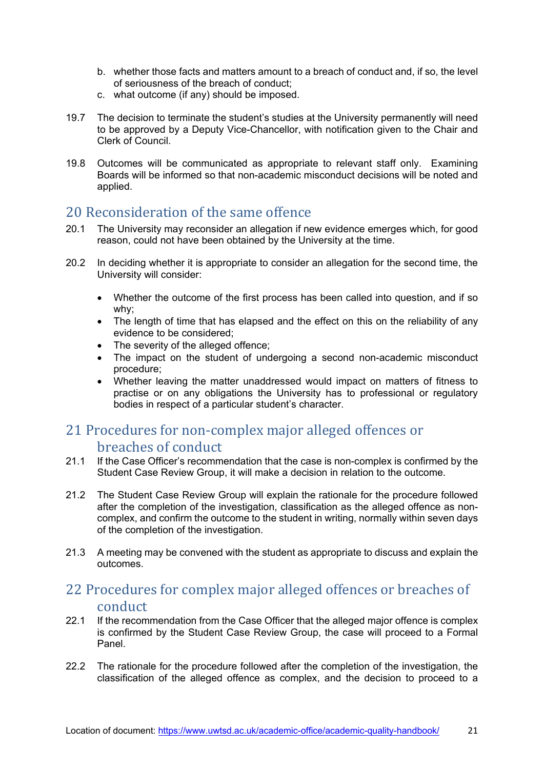b. whether those facts and matters amount to a breach of conduct and, if so, the level of seriousness of the breach of conduct;
c. what outcome (if any) should be imposed.

19.7 The decision to terminate the student's studies at the University permanently will need to be approved by a Deputy Vice-Chancellor, with notification given to the Chair and Clerk of Council.

19.8 Outcomes will be communicated as appropriate to relevant staff only. Examining Boards will be informed so that non-academic misconduct decisions will be noted and applied.

## 20 Reconsideration of the same offence

20.1 The University may reconsider an allegation if new evidence emerges which, for good reason, could not have been obtained by the University at the time.

20.2 In deciding whether it is appropriate to consider an allegation for the second time, the University will consider:

- Whether the outcome of the first process has been called into question, and if so why;
- The length of time that has elapsed and the effect on this on the reliability of any evidence to be considered;
- The severity of the alleged offence;
- The impact on the student of undergoing a second non-academic misconduct procedure;
- Whether leaving the matter unaddressed would impact on matters of fitness to practise or on any obligations the University has to professional or regulatory bodies in respect of a particular student's character.

## 21 Procedures for non-complex major alleged offences or breaches of conduct

21.1 If the Case Officer's recommendation that the case is non-complex is confirmed by the Student Case Review Group, it will make a decision in relation to the outcome.

21.2 The Student Case Review Group will explain the rationale for the procedure followed after the completion of the investigation, classification as the alleged offence as non-complex, and confirm the outcome to the student in writing, normally within seven days of the completion of the investigation.

21.3 A meeting may be convened with the student as appropriate to discuss and explain the outcomes.

## 22 Procedures for complex major alleged offences or breaches of conduct

22.1 If the recommendation from the Case Officer that the alleged major offence is complex is confirmed by the Student Case Review Group, the case will proceed to a Formal Panel.

22.2 The rationale for the procedure followed after the completion of the investigation, the classification of the alleged offence as complex, and the decision to proceed to a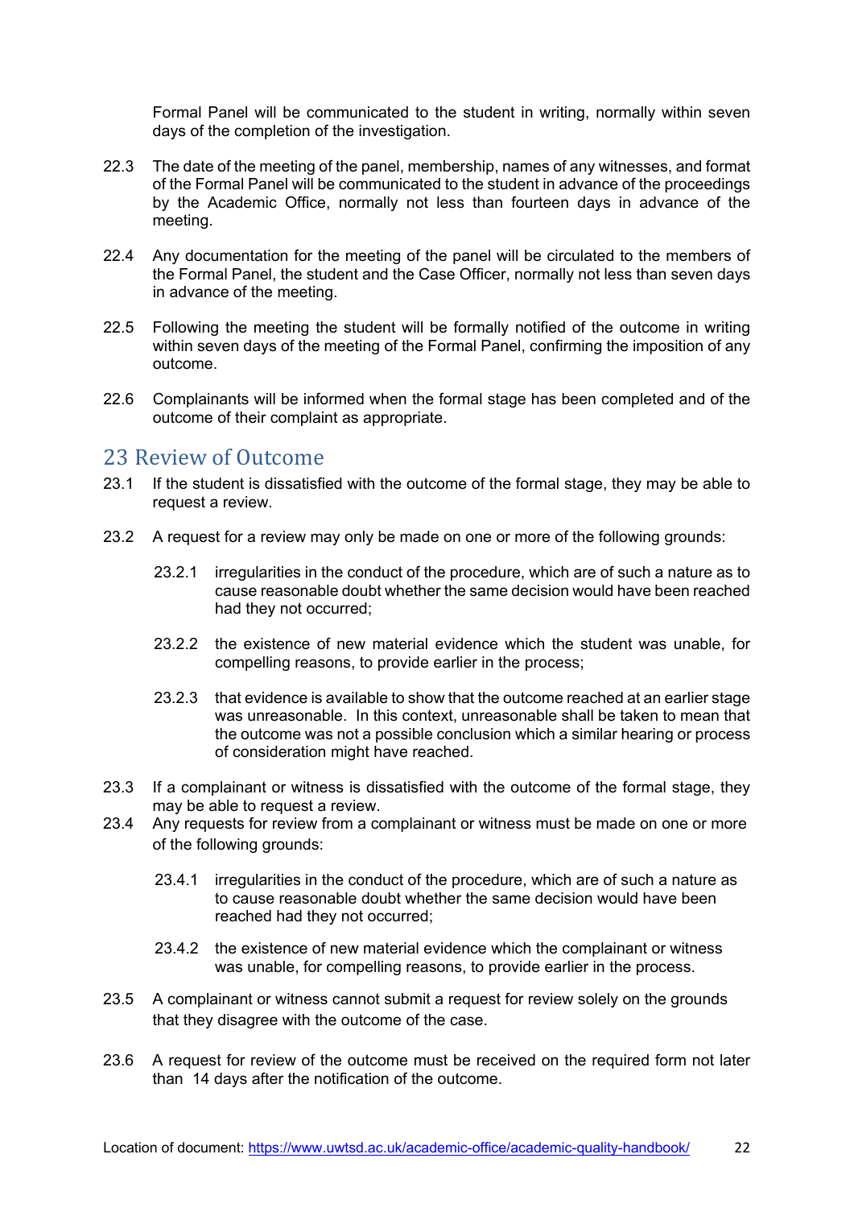Formal Panel will be communicated to the student in writing, normally within seven days of the completion of the investigation.

22.3 The date of the meeting of the panel, membership, names of any witnesses, and format of the Formal Panel will be communicated to the student in advance of the proceedings by the Academic Office, normally not less than fourteen days in advance of the meeting.

22.4 Any documentation for the meeting of the panel will be circulated to the members of the Formal Panel, the student and the Case Officer, normally not less than seven days in advance of the meeting.

22.5 Following the meeting the student will be formally notified of the outcome in writing within seven days of the meeting of the Formal Panel, confirming the imposition of any outcome.

22.6 Complainants will be informed when the formal stage has been completed and of the outcome of their complaint as appropriate.

## 23 Review of Outcome

23.1 If the student is dissatisfied with the outcome of the formal stage, they may be able to request a review.

23.2 A request for a review may only be made on one or more of the following grounds:

23.2.1 irregularities in the conduct of the procedure, which are of such a nature as to cause reasonable doubt whether the same decision would have been reached had they not occurred;

23.2.2 the existence of new material evidence which the student was unable, for compelling reasons, to provide earlier in the process;

23.2.3 that evidence is available to show that the outcome reached at an earlier stage was unreasonable. In this context, unreasonable shall be taken to mean that the outcome was not a possible conclusion which a similar hearing or process of consideration might have reached.

23.3 If a complainant or witness is dissatisfied with the outcome of the formal stage, they may be able to request a review.

23.4 Any requests for review from a complainant or witness must be made on one or more of the following grounds:

23.4.1 irregularities in the conduct of the procedure, which are of such a nature as to cause reasonable doubt whether the same decision would have been reached had they not occurred;

23.4.2 the existence of new material evidence which the complainant or witness was unable, for compelling reasons, to provide earlier in the process.

23.5 A complainant or witness cannot submit a request for review solely on the grounds that they disagree with the outcome of the case.

23.6 A request for review of the outcome must be received on the required form not later than 14 days after the notification of the outcome.

Location of document: https://www.uwtsd.ac.uk/academic-office/academic-quality-handbook/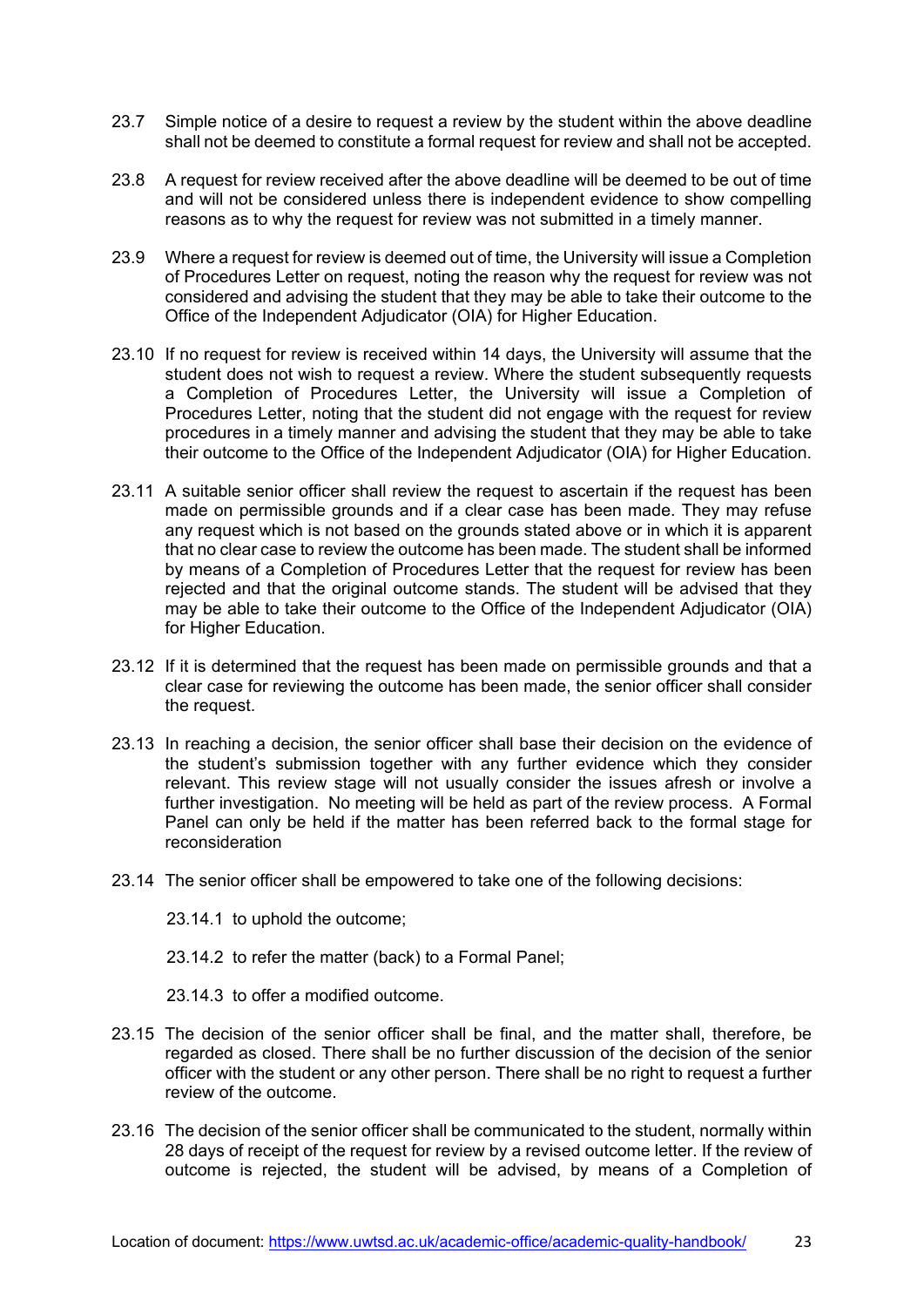23.7 Simple notice of a desire to request a review by the student within the above deadline shall not be deemed to constitute a formal request for review and shall not be accepted.

23.8 A request for review received after the above deadline will be deemed to be out of time and will not be considered unless there is independent evidence to show compelling reasons as to why the request for review was not submitted in a timely manner.

23.9 Where a request for review is deemed out of time, the University will issue a Completion of Procedures Letter on request, noting the reason why the request for review was not considered and advising the student that they may be able to take their outcome to the Office of the Independent Adjudicator (OIA) for Higher Education.

23.10 If no request for review is received within 14 days, the University will assume that the student does not wish to request a review. Where the student subsequently requests a Completion of Procedures Letter, the University will issue a Completion of Procedures Letter, noting that the student did not engage with the request for review procedures in a timely manner and advising the student that they may be able to take their outcome to the Office of the Independent Adjudicator (OIA) for Higher Education.

23.11 A suitable senior officer shall review the request to ascertain if the request has been made on permissible grounds and if a clear case has been made. They may refuse any request which is not based on the grounds stated above or in which it is apparent that no clear case to review the outcome has been made. The student shall be informed by means of a Completion of Procedures Letter that the request for review has been rejected and that the original outcome stands. The student will be advised that they may be able to take their outcome to the Office of the Independent Adjudicator (OIA) for Higher Education.

23.12 If it is determined that the request has been made on permissible grounds and that a clear case for reviewing the outcome has been made, the senior officer shall consider the request.

23.13 In reaching a decision, the senior officer shall base their decision on the evidence of the student's submission together with any further evidence which they consider relevant. This review stage will not usually consider the issues afresh or involve a further investigation. No meeting will be held as part of the review process. A Formal Panel can only be held if the matter has been referred back to the formal stage for reconsideration

23.14 The senior officer shall be empowered to take one of the following decisions:

23.14.1 to uphold the outcome;

23.14.2 to refer the matter (back) to a Formal Panel;

23.14.3 to offer a modified outcome.

23.15 The decision of the senior officer shall be final, and the matter shall, therefore, be regarded as closed. There shall be no further discussion of the decision of the senior officer with the student or any other person. There shall be no right to request a further review of the outcome.

23.16 The decision of the senior officer shall be communicated to the student, normally within 28 days of receipt of the request for review by a revised outcome letter. If the review of outcome is rejected, the student will be advised, by means of a Completion of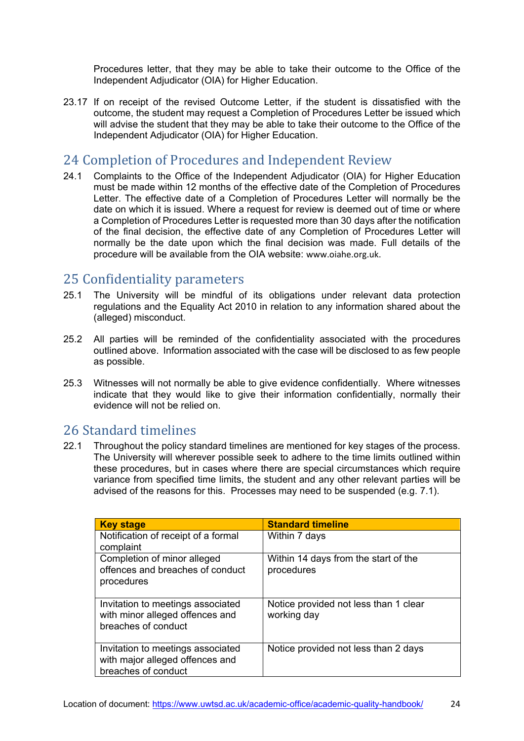Procedures letter, that they may be able to take their outcome to the Office of the Independent Adjudicator (OIA) for Higher Education.

23.17 If on receipt of the revised Outcome Letter, if the student is dissatisfied with the outcome, the student may request a Completion of Procedures Letter be issued which will advise the student that they may be able to take their outcome to the Office of the Independent Adjudicator (OIA) for Higher Education.

## 24 Completion of Procedures and Independent Review

24.1 Complaints to the Office of the Independent Adjudicator (OIA) for Higher Education must be made within 12 months of the effective date of the Completion of Procedures Letter. The effective date of a Completion of Procedures Letter will normally be the date on which it is issued. Where a request for review is deemed out of time or where a Completion of Procedures Letter is requested more than 30 days after the notification of the final decision, the effective date of any Completion of Procedures Letter will normally be the date upon which the final decision was made. Full details of the procedure will be available from the OIA website: www.oiahe.org.uk.

## 25 Confidentiality parameters

25.1 The University will be mindful of its obligations under relevant data protection regulations and the Equality Act 2010 in relation to any information shared about the (alleged) misconduct.

25.2 All parties will be reminded of the confidentiality associated with the procedures outlined above. Information associated with the case will be disclosed to as few people as possible.

25.3 Witnesses will not normally be able to give evidence confidentially. Where witnesses indicate that they would like to give their information confidentially, normally their evidence will not be relied on.

## 26 Standard timelines

22.1 Throughout the policy standard timelines are mentioned for key stages of the process. The University will wherever possible seek to adhere to the time limits outlined within these procedures, but in cases where there are special circumstances which require variance from specified time limits, the student and any other relevant parties will be advised of the reasons for this. Processes may need to be suspended (e.g. 7.1).

| Key stage | Standard timeline |
|---|---|
| Notification of receipt of a formal complaint | Within 7 days |
| Completion of minor alleged offences and breaches of conduct procedures | Within 14 days from the start of the procedures |
| Invitation to meetings associated with minor alleged offences and breaches of conduct | Notice provided not less than 1 clear working day |
| Invitation to meetings associated with major alleged offences and breaches of conduct | Notice provided not less than 2 days |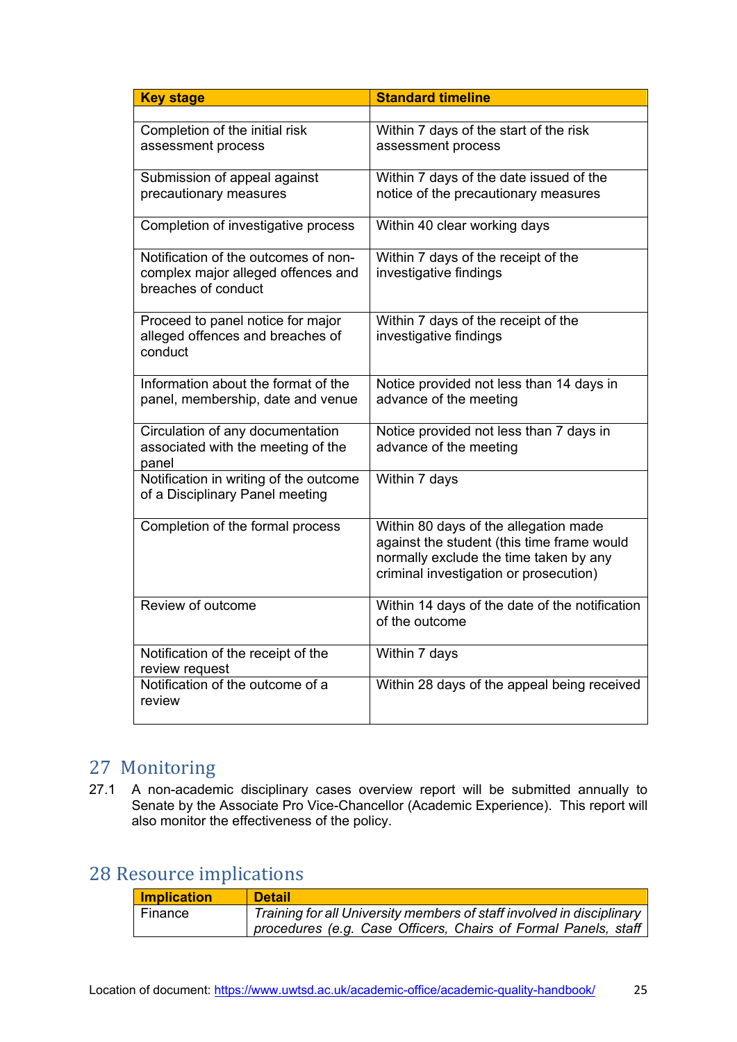| Key stage | Standard timeline |
|---|---|
| | |
| Completion of the initial risk assessment process | Within 7 days of the start of the risk assessment process |
| Submission of appeal against precautionary measures | Within 7 days of the date issued of the notice of the precautionary measures |
| Completion of investigative process | Within 40 clear working days |
| Notification of the outcomes of non-complex major alleged offences and breaches of conduct | Within 7 days of the receipt of the investigative findings |
| Proceed to panel notice for major alleged offences and breaches of conduct | Within 7 days of the receipt of the investigative findings |
| Information about the format of the panel, membership, date and venue | Notice provided not less than 14 days in advance of the meeting |
| Circulation of any documentation associated with the meeting of the panel | Notice provided not less than 7 days in advance of the meeting |
| Notification in writing of the outcome of a Disciplinary Panel meeting | Within 7 days |
| Completion of the formal process | Within 80 days of the allegation made against the student (this time frame would normally exclude the time taken by any criminal investigation or prosecution) |
| Review of outcome | Within 14 days of the date of the notification of the outcome |
| Notification of the receipt of the review request | Within 7 days |
| Notification of the outcome of a review | Within 28 days of the appeal being received |

## 27 Monitoring

27.1 A non-academic disciplinary cases overview report will be submitted annually to Senate by the Associate Pro Vice-Chancellor (Academic Experience). This report will also monitor the effectiveness of the policy.

## 28 Resource implications

| Implication | Detail |
|---|---|
| Finance | *Training for all University members of staff involved in disciplinary procedures (e.g. Case Officers, Chairs of Formal Panels, staff* |

Location of document: https://www.uwtsd.ac.uk/academic-office/academic-quality-handbook/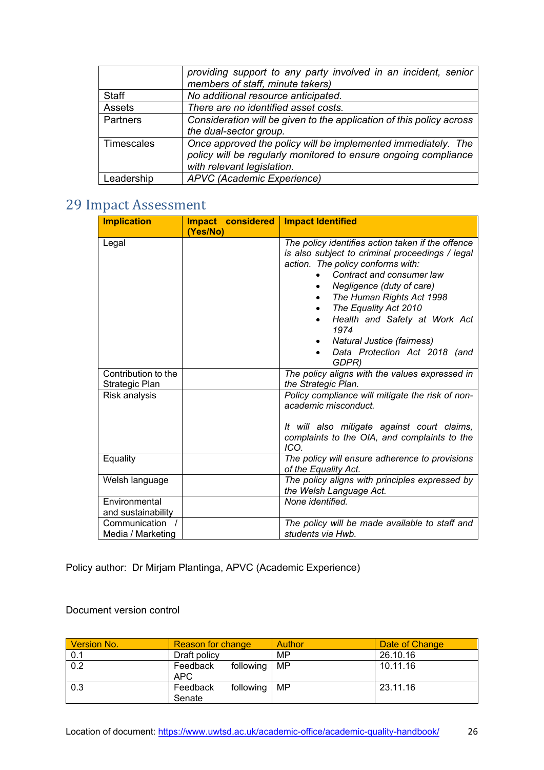| | |
|---|---|
| | *providing support to any party involved in an incident, senior members of staff, minute takers)* |
| Staff | *No additional resource anticipated.* |
| Assets | *There are no identified asset costs.* |
| Partners | *Consideration will be given to the application of this policy across the dual-sector group.* |
| Timescales | *Once approved the policy will be implemented immediately. The policy will be regularly monitored to ensure ongoing compliance with relevant legislation.* |
| Leadership | *APVC (Academic Experience)* |

## 29 Impact Assessment

| **Implication** | **Impact considered (Yes/No)** | **Impact Identified** |
|---|---|---|
| Legal | | *The policy identifies action taken if the offence is also subject to criminal proceedings / legal action. The policy conforms with:*<br>• *Contract and consumer law*<br>• *Negligence (duty of care)*<br>• *The Human Rights Act 1998*<br>• *The Equality Act 2010*<br>• *Health and Safety at Work Act 1974*<br>• *Natural Justice (fairness)*<br>• *Data Protection Act 2018 (and GDPR)* |
| Contribution to the Strategic Plan | | *The policy aligns with the values expressed in the Strategic Plan.* |
| Risk analysis | | *Policy compliance will mitigate the risk of non-academic misconduct.*<br><br>*It will also mitigate against court claims, complaints to the OIA, and complaints to the ICO.* |
| Equality | | *The policy will ensure adherence to provisions of the Equality Act.* |
| Welsh language | | *The policy aligns with principles expressed by the Welsh Language Act.* |
| Environmental and sustainability | | *None identified.* |
| Communication / Media / Marketing | | *The policy will be made available to staff and students via Hwb.* |

Policy author: Dr Mirjam Plantinga, APVC (Academic Experience)

Document version control

| Version No. | Reason for change | Author | Date of Change |
|---|---|---|---|
| 0.1 | Draft policy | MP | 26.10.16 |
| 0.2 | Feedback following APC | MP | 10.11.16 |
| 0.3 | Feedback following Senate | MP | 23.11.16 |

Location of document: https://www.uwtsd.ac.uk/academic-office/academic-quality-handbook/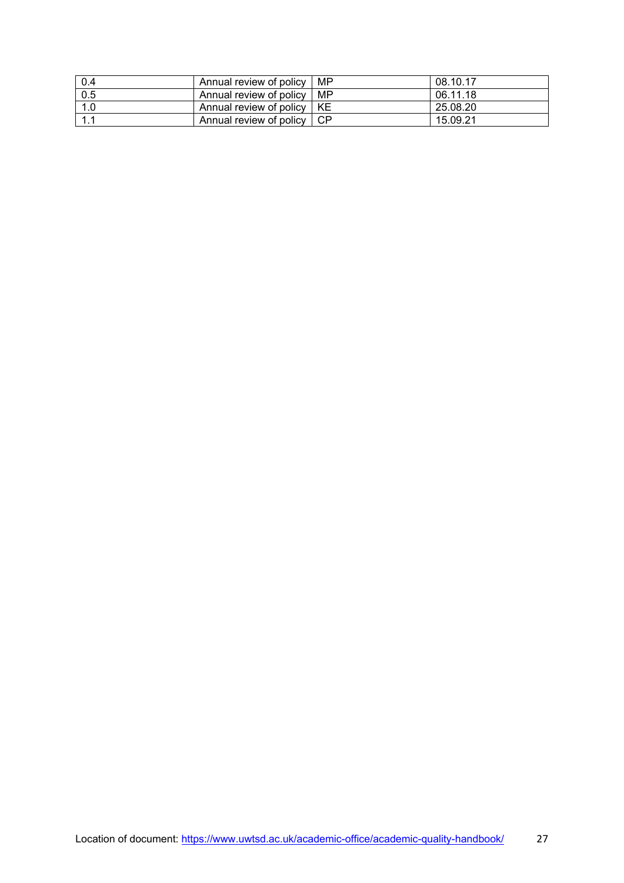| 0.4 | Annual review of policy | MP | 08.10.17 |
| --- | --- | --- | --- |
| 0.5 | Annual review of policy | MP | 06.11.18 |
| 1.0 | Annual review of policy | KE | 25.08.20 |
| 1.1 | Annual review of policy | CP | 15.09.21 |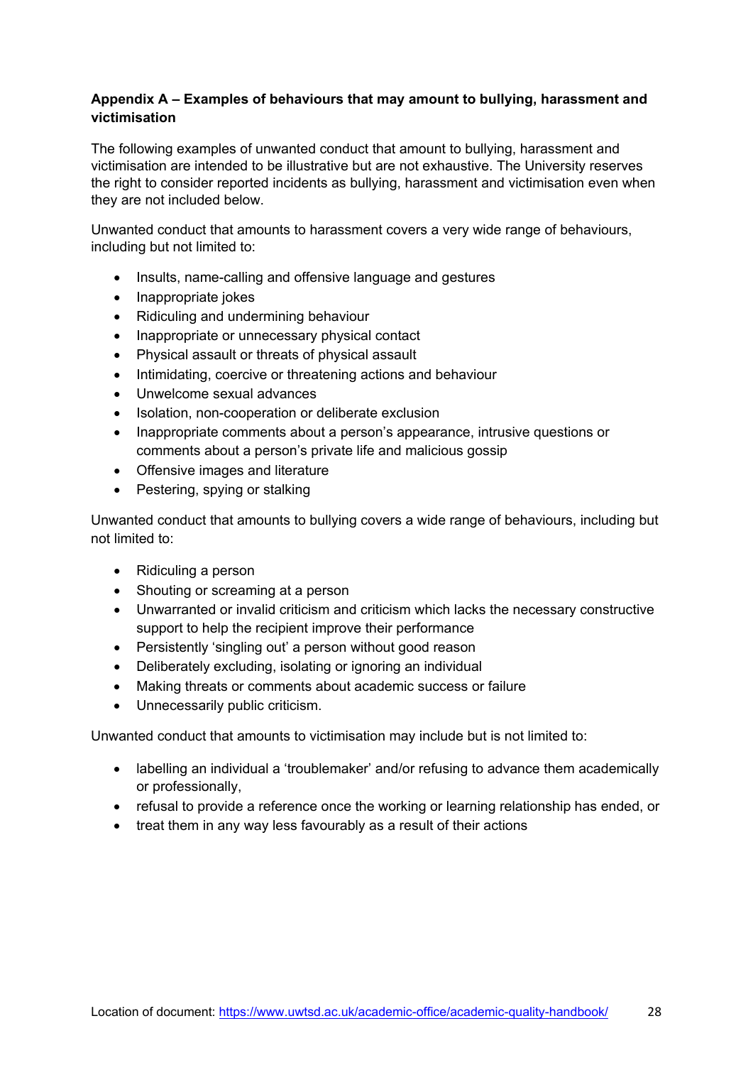**Appendix A – Examples of behaviours that may amount to bullying, harassment and victimisation**

The following examples of unwanted conduct that amount to bullying, harassment and victimisation are intended to be illustrative but are not exhaustive. The University reserves the right to consider reported incidents as bullying, harassment and victimisation even when they are not included below.

Unwanted conduct that amounts to harassment covers a very wide range of behaviours, including but not limited to:

- Insults, name-calling and offensive language and gestures
- Inappropriate jokes
- Ridiculing and undermining behaviour
- Inappropriate or unnecessary physical contact
- Physical assault or threats of physical assault
- Intimidating, coercive or threatening actions and behaviour
- Unwelcome sexual advances
- Isolation, non-cooperation or deliberate exclusion
- Inappropriate comments about a person's appearance, intrusive questions or comments about a person's private life and malicious gossip
- Offensive images and literature
- Pestering, spying or stalking

Unwanted conduct that amounts to bullying covers a wide range of behaviours, including but not limited to:

- Ridiculing a person
- Shouting or screaming at a person
- Unwarranted or invalid criticism and criticism which lacks the necessary constructive support to help the recipient improve their performance
- Persistently 'singling out' a person without good reason
- Deliberately excluding, isolating or ignoring an individual
- Making threats or comments about academic success or failure
- Unnecessarily public criticism.

Unwanted conduct that amounts to victimisation may include but is not limited to:

- labelling an individual a 'troublemaker' and/or refusing to advance them academically or professionally,
- refusal to provide a reference once the working or learning relationship has ended, or
- treat them in any way less favourably as a result of their actions

Location of document: https://www.uwtsd.ac.uk/academic-office/academic-quality-handbook/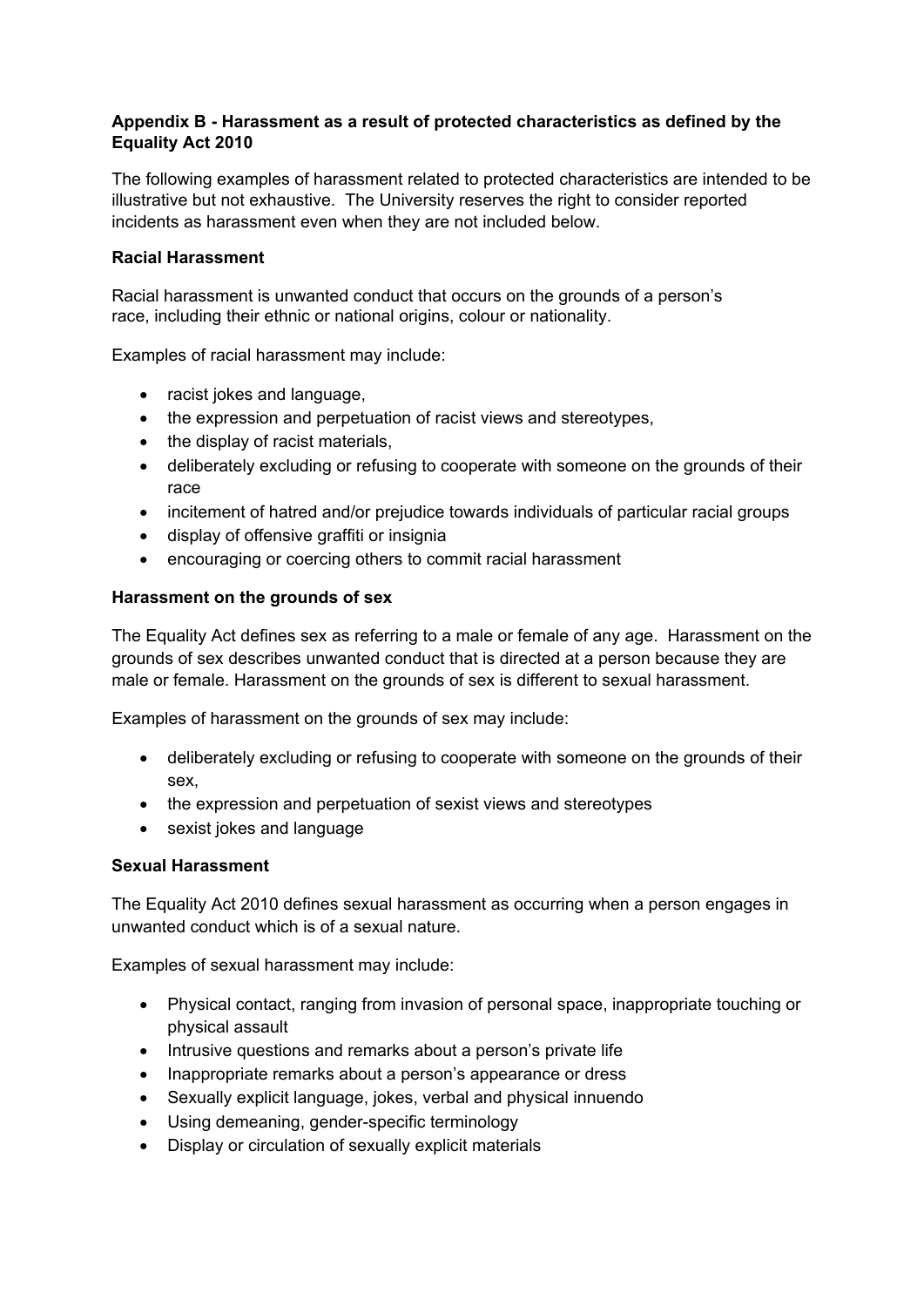**Appendix B - Harassment as a result of protected characteristics as defined by the Equality Act 2010**

The following examples of harassment related to protected characteristics are intended to be illustrative but not exhaustive. The University reserves the right to consider reported incidents as harassment even when they are not included below.

**Racial Harassment**

Racial harassment is unwanted conduct that occurs on the grounds of a person's race, including their ethnic or national origins, colour or nationality.

Examples of racial harassment may include:

- racist jokes and language,
- the expression and perpetuation of racist views and stereotypes,
- the display of racist materials,
- deliberately excluding or refusing to cooperate with someone on the grounds of their race
- incitement of hatred and/or prejudice towards individuals of particular racial groups
- display of offensive graffiti or insignia
- encouraging or coercing others to commit racial harassment

**Harassment on the grounds of sex**

The Equality Act defines sex as referring to a male or female of any age. Harassment on the grounds of sex describes unwanted conduct that is directed at a person because they are male or female. Harassment on the grounds of sex is different to sexual harassment.

Examples of harassment on the grounds of sex may include:

- deliberately excluding or refusing to cooperate with someone on the grounds of their sex,
- the expression and perpetuation of sexist views and stereotypes
- sexist jokes and language

**Sexual Harassment**

The Equality Act 2010 defines sexual harassment as occurring when a person engages in unwanted conduct which is of a sexual nature.

Examples of sexual harassment may include:

- Physical contact, ranging from invasion of personal space, inappropriate touching or physical assault
- Intrusive questions and remarks about a person's private life
- Inappropriate remarks about a person's appearance or dress
- Sexually explicit language, jokes, verbal and physical innuendo
- Using demeaning, gender-specific terminology
- Display or circulation of sexually explicit materials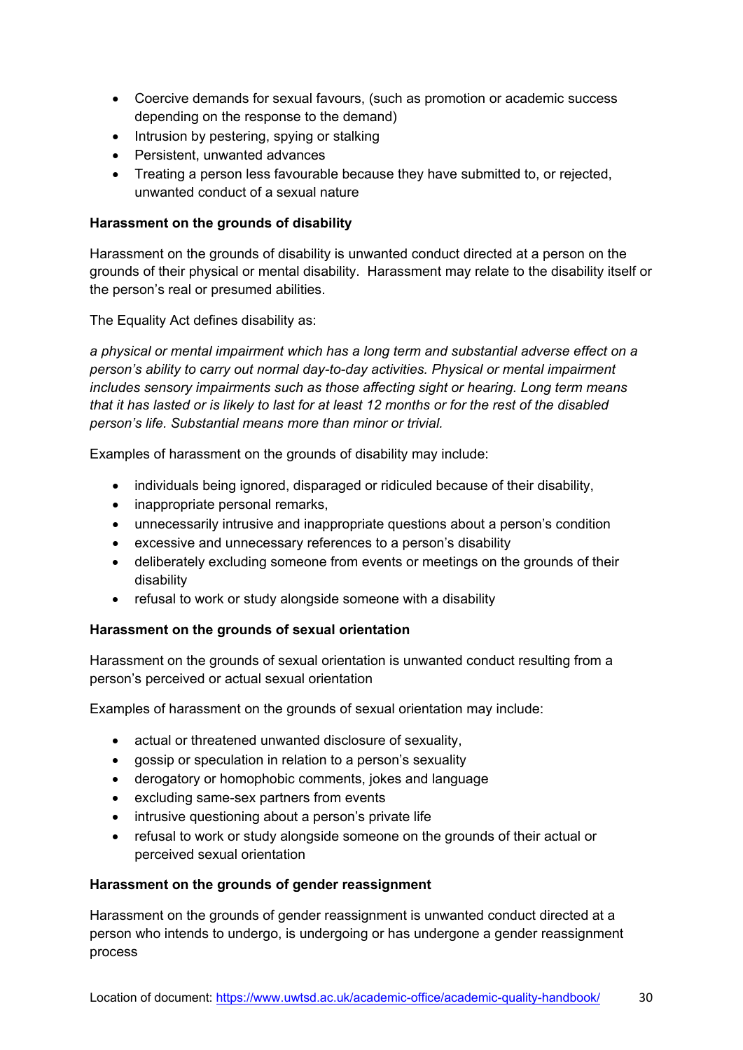- Coercive demands for sexual favours, (such as promotion or academic success depending on the response to the demand)
- Intrusion by pestering, spying or stalking
- Persistent, unwanted advances
- Treating a person less favourable because they have submitted to, or rejected, unwanted conduct of a sexual nature

**Harassment on the grounds of disability**

Harassment on the grounds of disability is unwanted conduct directed at a person on the grounds of their physical or mental disability. Harassment may relate to the disability itself or the person's real or presumed abilities.

The Equality Act defines disability as:

*a physical or mental impairment which has a long term and substantial adverse effect on a person's ability to carry out normal day-to-day activities. Physical or mental impairment includes sensory impairments such as those affecting sight or hearing. Long term means that it has lasted or is likely to last for at least 12 months or for the rest of the disabled person's life. Substantial means more than minor or trivial.*

Examples of harassment on the grounds of disability may include:

- individuals being ignored, disparaged or ridiculed because of their disability,
- inappropriate personal remarks,
- unnecessarily intrusive and inappropriate questions about a person's condition
- excessive and unnecessary references to a person's disability
- deliberately excluding someone from events or meetings on the grounds of their disability
- refusal to work or study alongside someone with a disability

**Harassment on the grounds of sexual orientation**

Harassment on the grounds of sexual orientation is unwanted conduct resulting from a person's perceived or actual sexual orientation

Examples of harassment on the grounds of sexual orientation may include:

- actual or threatened unwanted disclosure of sexuality,
- gossip or speculation in relation to a person's sexuality
- derogatory or homophobic comments, jokes and language
- excluding same-sex partners from events
- intrusive questioning about a person's private life
- refusal to work or study alongside someone on the grounds of their actual or perceived sexual orientation

**Harassment on the grounds of gender reassignment**

Harassment on the grounds of gender reassignment is unwanted conduct directed at a person who intends to undergo, is undergoing or has undergone a gender reassignment process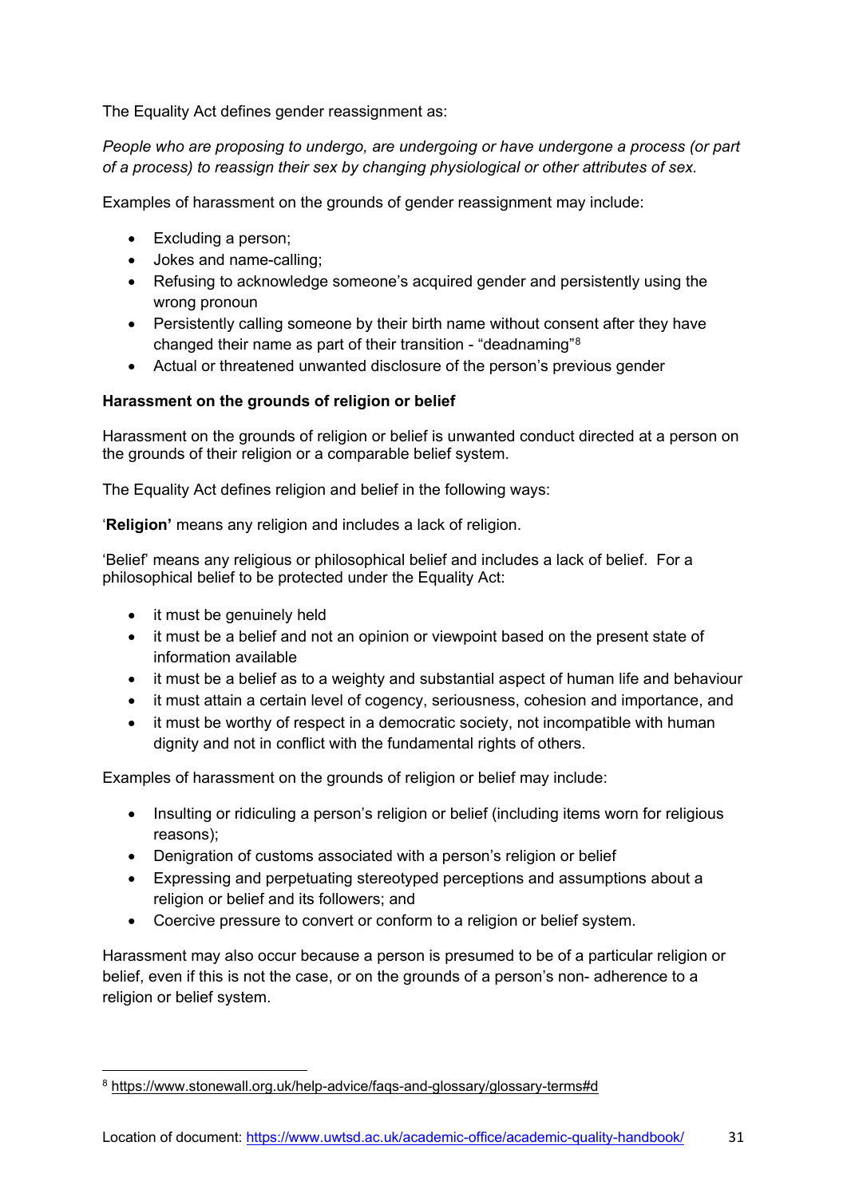The Equality Act defines gender reassignment as:

*People who are proposing to undergo, are undergoing or have undergone a process (or part of a process) to reassign their sex by changing physiological or other attributes of sex.*

Examples of harassment on the grounds of gender reassignment may include:

- Excluding a person;
- Jokes and name-calling;
- Refusing to acknowledge someone's acquired gender and persistently using the wrong pronoun
- Persistently calling someone by their birth name without consent after they have changed their name as part of their transition - "deadnaming"[8]
- Actual or threatened unwanted disclosure of the person's previous gender

**Harassment on the grounds of religion or belief**

Harassment on the grounds of religion or belief is unwanted conduct directed at a person on the grounds of their religion or a comparable belief system.

The Equality Act defines religion and belief in the following ways:

'**Religion'** means any religion and includes a lack of religion.

'Belief' means any religious or philosophical belief and includes a lack of belief. For a philosophical belief to be protected under the Equality Act:

- it must be genuinely held
- it must be a belief and not an opinion or viewpoint based on the present state of information available
- it must be a belief as to a weighty and substantial aspect of human life and behaviour
- it must attain a certain level of cogency, seriousness, cohesion and importance, and
- it must be worthy of respect in a democratic society, not incompatible with human dignity and not in conflict with the fundamental rights of others.

Examples of harassment on the grounds of religion or belief may include:

- Insulting or ridiculing a person's religion or belief (including items worn for religious reasons);
- Denigration of customs associated with a person's religion or belief
- Expressing and perpetuating stereotyped perceptions and assumptions about a religion or belief and its followers; and
- Coercive pressure to convert or conform to a religion or belief system.

Harassment may also occur because a person is presumed to be of a particular religion or belief, even if this is not the case, or on the grounds of a person's non- adherence to a religion or belief system.

[8] https://www.stonewall.org.uk/help-advice/faqs-and-glossary/glossary-terms#d

Location of document: https://www.uwtsd.ac.uk/academic-office/academic-quality-handbook/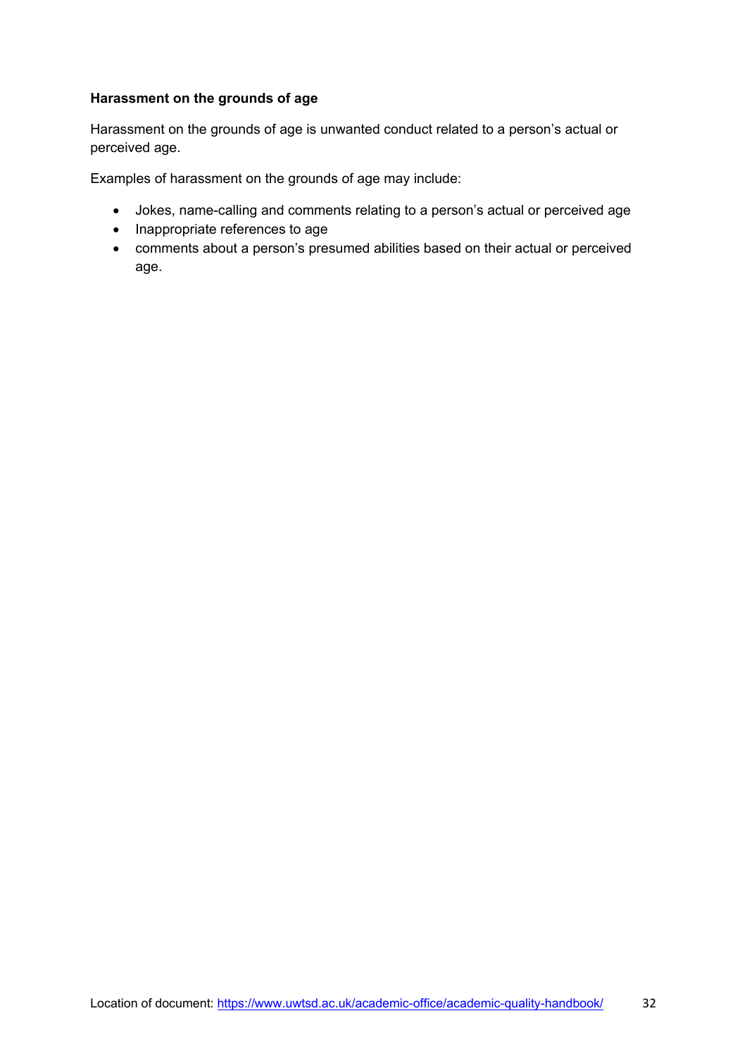**Harassment on the grounds of age**

Harassment on the grounds of age is unwanted conduct related to a person's actual or perceived age.

Examples of harassment on the grounds of age may include:

- Jokes, name-calling and comments relating to a person's actual or perceived age
- Inappropriate references to age
- comments about a person's presumed abilities based on their actual or perceived age.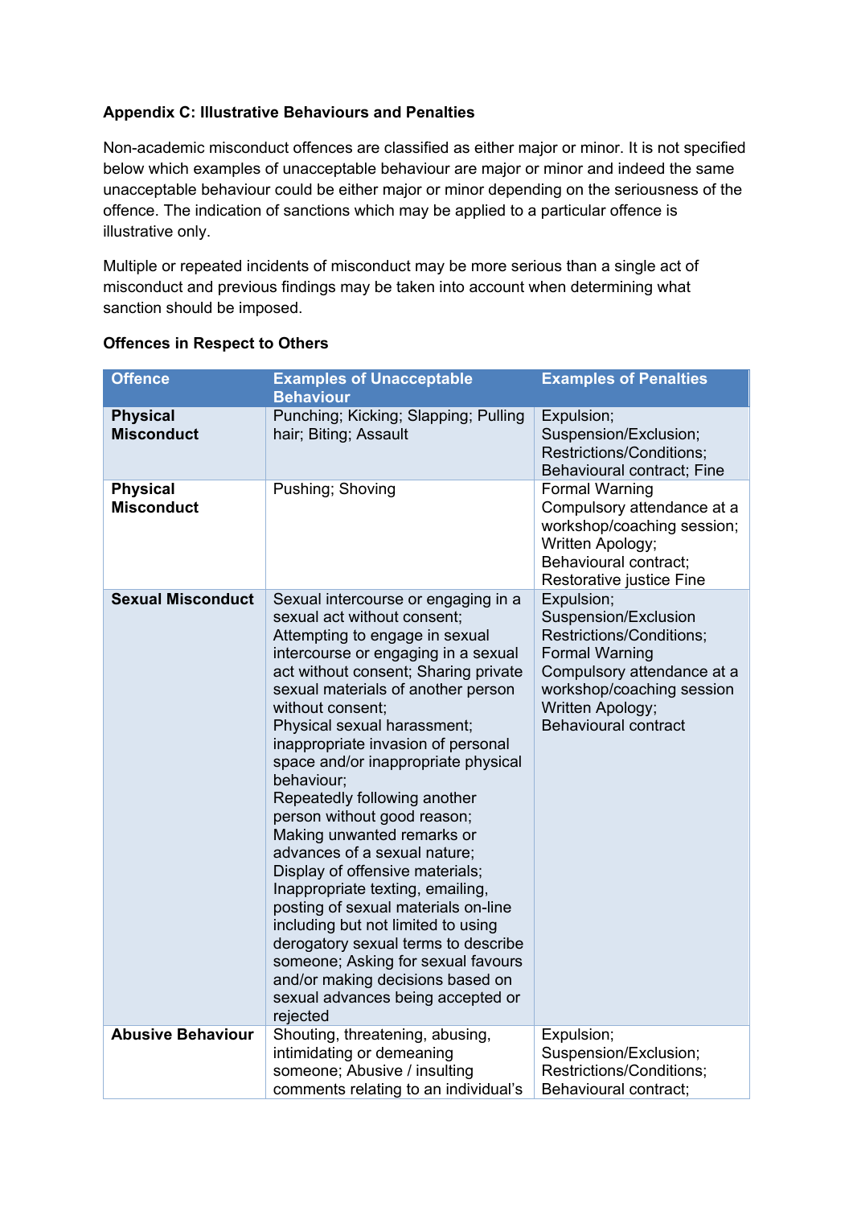**Appendix C: Illustrative Behaviours and Penalties**

Non-academic misconduct offences are classified as either major or minor. It is not specified below which examples of unacceptable behaviour are major or minor and indeed the same unacceptable behaviour could be either major or minor depending on the seriousness of the offence. The indication of sanctions which may be applied to a particular offence is illustrative only.

Multiple or repeated incidents of misconduct may be more serious than a single act of misconduct and previous findings may be taken into account when determining what sanction should be imposed.

**Offences in Respect to Others**

| Offence | Examples of Unacceptable Behaviour | Examples of Penalties |
|---|---|---|
| **Physical Misconduct** | Punching; Kicking; Slapping; Pulling hair; Biting; Assault | Expulsion; Suspension/Exclusion; Restrictions/Conditions; Behavioural contract; Fine |
| **Physical Misconduct** | Pushing; Shoving | Formal Warning Compulsory attendance at a workshop/coaching session; Written Apology; Behavioural contract; Restorative justice Fine |
| **Sexual Misconduct** | Sexual intercourse or engaging in a sexual act without consent; Attempting to engage in sexual intercourse or engaging in a sexual act without consent; Sharing private sexual materials of another person without consent; Physical sexual harassment; inappropriate invasion of personal space and/or inappropriate physical behaviour; Repeatedly following another person without good reason; Making unwanted remarks or advances of a sexual nature; Display of offensive materials; Inappropriate texting, emailing, posting of sexual materials on-line including but not limited to using derogatory sexual terms to describe someone; Asking for sexual favours and/or making decisions based on sexual advances being accepted or rejected | Expulsion; Suspension/Exclusion Restrictions/Conditions; Formal Warning Compulsory attendance at a workshop/coaching session Written Apology; Behavioural contract |
| **Abusive Behaviour** | Shouting, threatening, abusing, intimidating or demeaning someone; Abusive / insulting comments relating to an individual's | Expulsion; Suspension/Exclusion; Restrictions/Conditions; Behavioural contract; |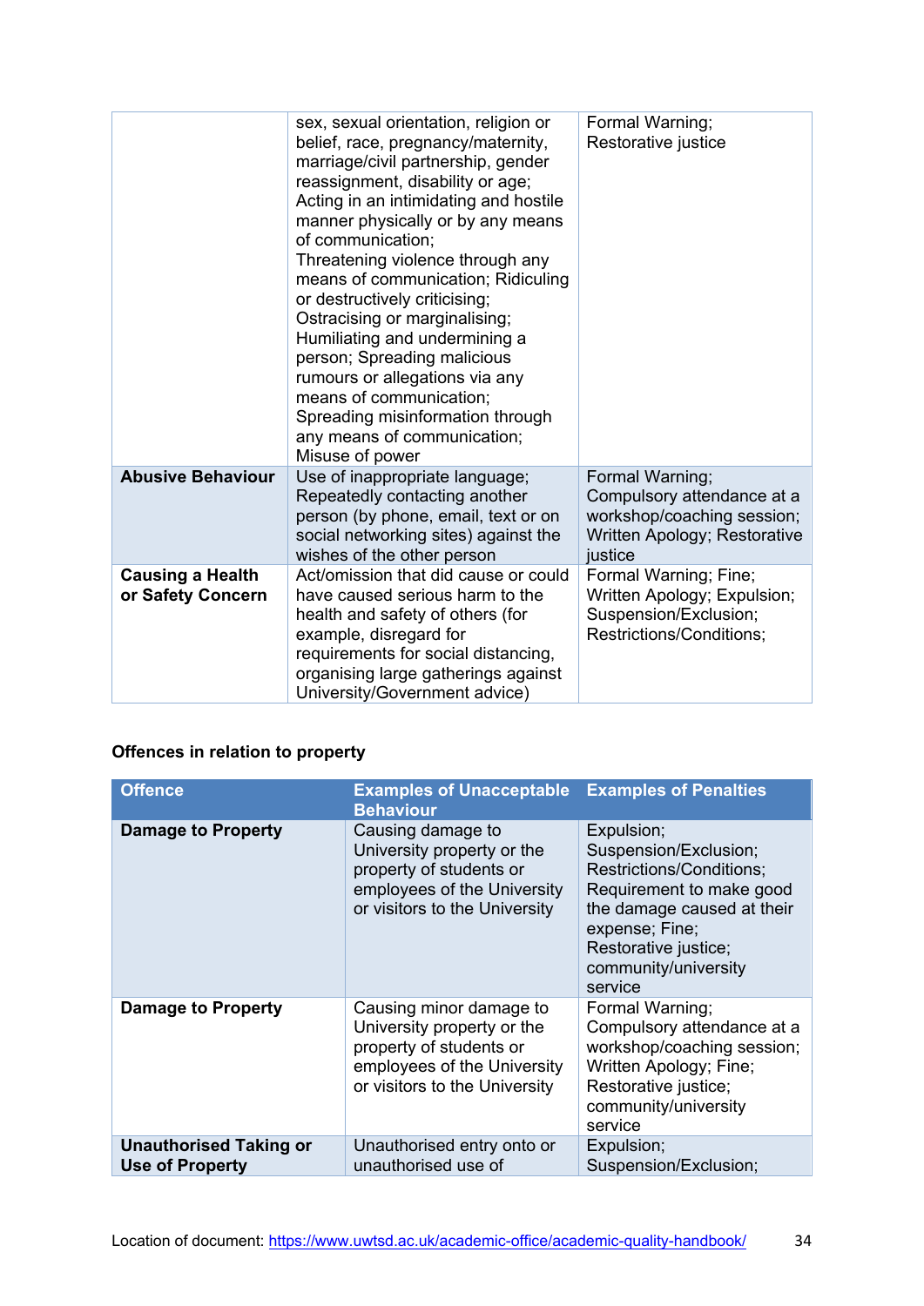| | | |
|---|---|---|
| | sex, sexual orientation, religion or belief, race, pregnancy/maternity, marriage/civil partnership, gender reassignment, disability or age; Acting in an intimidating and hostile manner physically or by any means of communication; Threatening violence through any means of communication; Ridiculing or destructively criticising; Ostracising or marginalising; Humiliating and undermining a person; Spreading malicious rumours or allegations via any means of communication; Spreading misinformation through any means of communication; Misuse of power | Formal Warning; Restorative justice |
| **Abusive Behaviour** | Use of inappropriate language; Repeatedly contacting another person (by phone, email, text or on social networking sites) against the wishes of the other person | Formal Warning; Compulsory attendance at a workshop/coaching session; Written Apology; Restorative justice |
| **Causing a Health or Safety Concern** | Act/omission that did cause or could have caused serious harm to the health and safety of others (for example, disregard for requirements for social distancing, organising large gatherings against University/Government advice) | Formal Warning; Fine; Written Apology; Expulsion; Suspension/Exclusion; Restrictions/Conditions; |

**Offences in relation to property**

| Offence | Examples of Unacceptable Behaviour | Examples of Penalties |
|---|---|---|
| **Damage to Property** | Causing damage to University property or the property of students or employees of the University or visitors to the University | Expulsion; Suspension/Exclusion; Restrictions/Conditions; Requirement to make good the damage caused at their expense; Fine; Restorative justice; community/university service |
| **Damage to Property** | Causing minor damage to University property or the property of students or employees of the University or visitors to the University | Formal Warning; Compulsory attendance at a workshop/coaching session; Written Apology; Fine; Restorative justice; community/university service |
| **Unauthorised Taking or Use of Property** | Unauthorised entry onto or unauthorised use of | Expulsion; Suspension/Exclusion; |

Location of document: https://www.uwtsd.ac.uk/academic-office/academic-quality-handbook/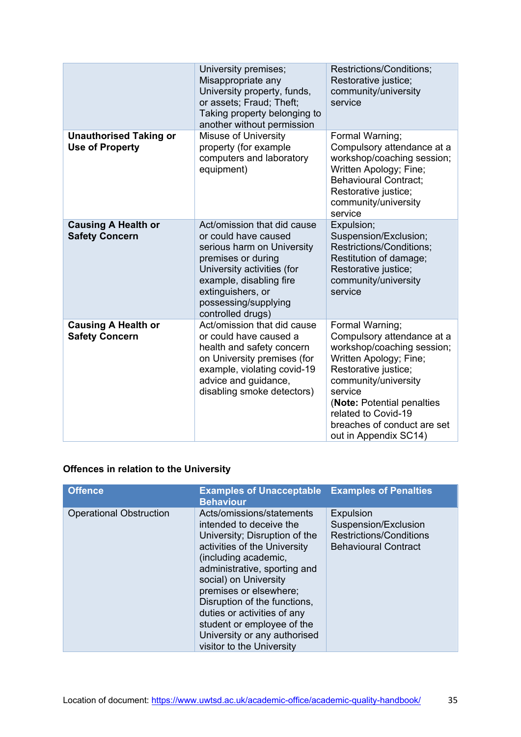| | | |
|---|---|---|
| | University premises; Misappropriate any University property, funds, or assets; Fraud; Theft; Taking property belonging to another without permission | Restrictions/Conditions; Restorative justice; community/university service |
| **Unauthorised Taking or Use of Property** | Misuse of University property (for example computers and laboratory equipment) | Formal Warning; Compulsory attendance at a workshop/coaching session; Written Apology; Fine; Behavioural Contract; Restorative justice; community/university service |
| **Causing A Health or Safety Concern** | Act/omission that did cause or could have caused serious harm on University premises or during University activities (for example, disabling fire extinguishers, or possessing/supplying controlled drugs) | Expulsion; Suspension/Exclusion; Restrictions/Conditions; Restitution of damage; Restorative justice; community/university service |
| **Causing A Health or Safety Concern** | Act/omission that did cause or could have caused a health and safety concern on University premises (for example, violating covid-19 advice and guidance, disabling smoke detectors) | Formal Warning; Compulsory attendance at a workshop/coaching session; Written Apology; Fine; Restorative justice; community/university service (**Note:** Potential penalties related to Covid-19 breaches of conduct are set out in Appendix SC14) |

**Offences in relation to the University**

| Offence | Examples of Unacceptable Behaviour | Examples of Penalties |
|---|---|---|
| Operational Obstruction | Acts/omissions/statements intended to deceive the University; Disruption of the activities of the University (including academic, administrative, sporting and social) on University premises or elsewhere; Disruption of the functions, duties or activities of any student or employee of the University or any authorised visitor to the University | Expulsion<br>Suspension/Exclusion<br>Restrictions/Conditions<br>Behavioural Contract |

Location of document: https://www.uwtsd.ac.uk/academic-office/academic-quality-handbook/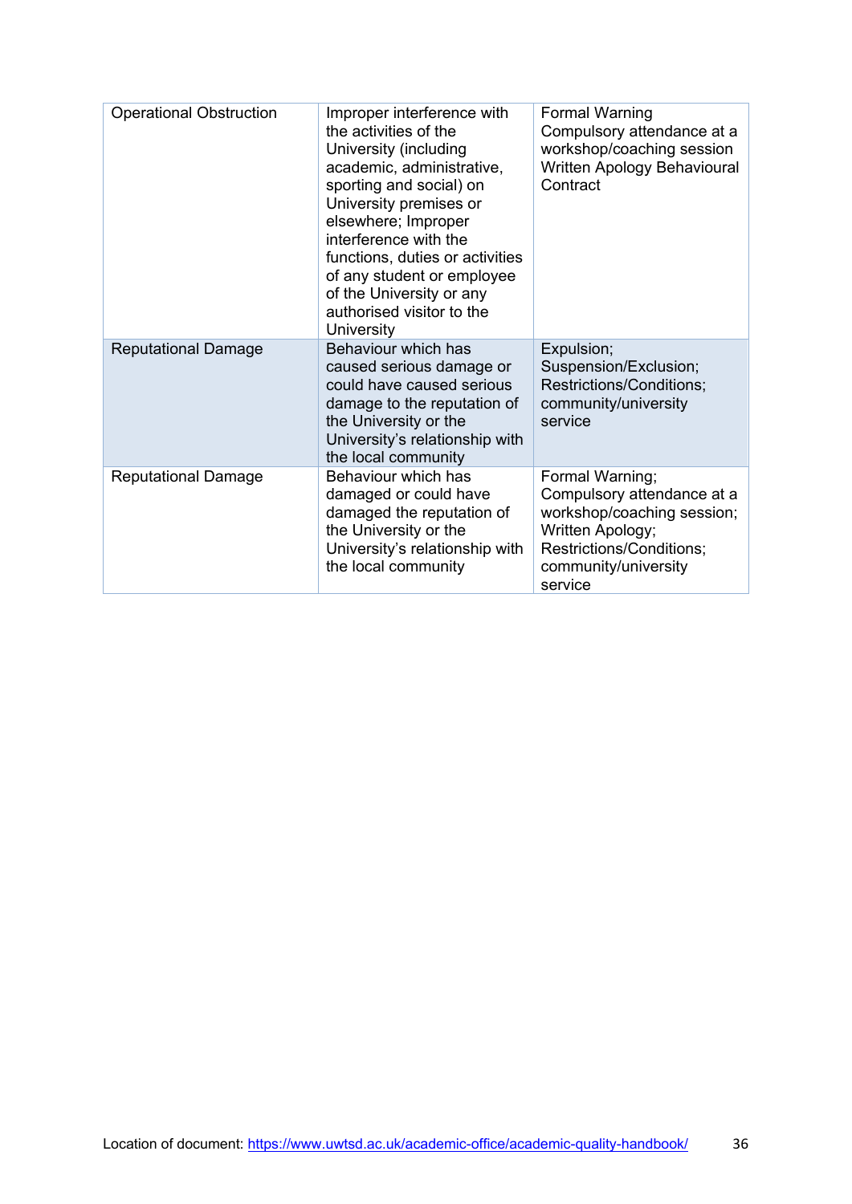| | | |
|---|---|---|
| Operational Obstruction | Improper interference with the activities of the University (including academic, administrative, sporting and social) on University premises or elsewhere; Improper interference with the functions, duties or activities of any student or employee of the University or any authorised visitor to the University | Formal Warning Compulsory attendance at a workshop/coaching session Written Apology Behavioural Contract |
| Reputational Damage | Behaviour which has caused serious damage or could have caused serious damage to the reputation of the University or the University's relationship with the local community | Expulsion; Suspension/Exclusion; Restrictions/Conditions; community/university service |
| Reputational Damage | Behaviour which has damaged or could have damaged the reputation of the University or the University's relationship with the local community | Formal Warning; Compulsory attendance at a workshop/coaching session; Written Apology; Restrictions/Conditions; community/university service |

Location of document: https://www.uwtsd.ac.uk/academic-office/academic-quality-handbook/